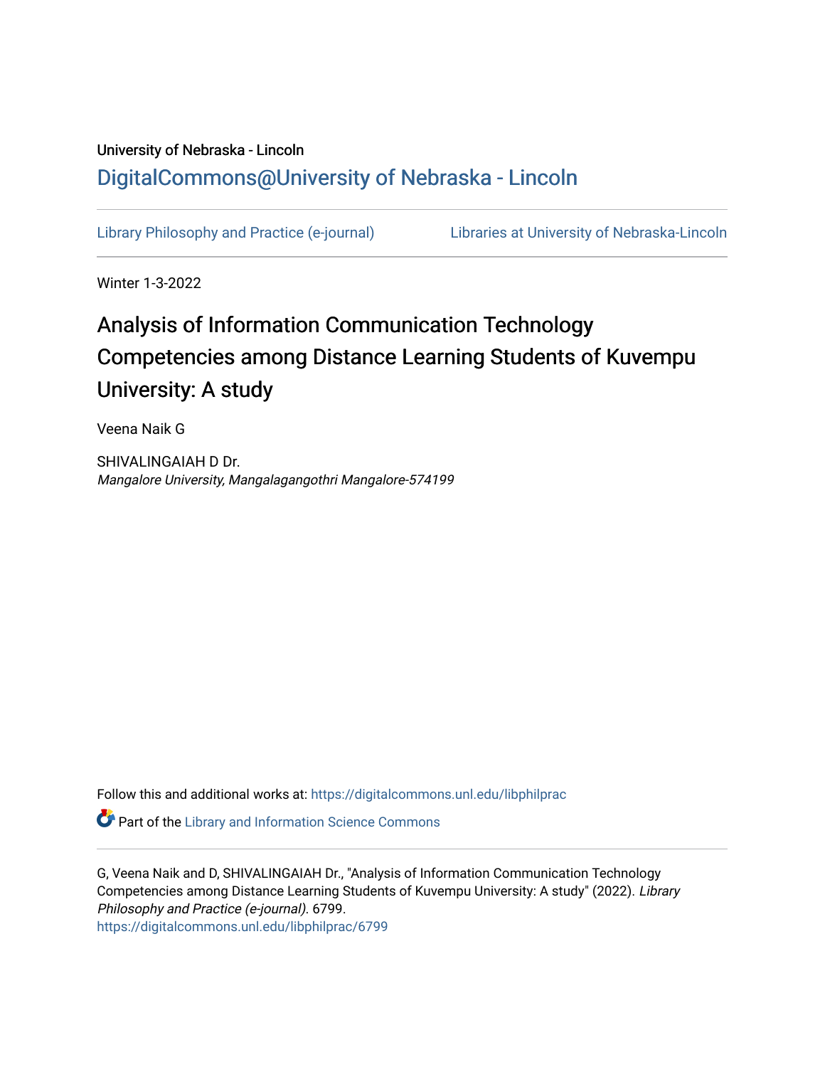University of Nebraska - Lincoln

## DigitalCommons@University of Nebraska - Lincoln

Library Philosophy and Practice (e-journal) | Libraries at University of Nebraska-Lincoln

Winter 1-3-2022

# Analysis of Information Communication Technology Competencies among Distance Learning Students of Kuvempu University: A study

Veena Naik G

SHIVALINGAIAH D Dr.
*Mangalore University, Mangalagangothri Mangalore-574199*

Follow this and additional works at: https://digitalcommons.unl.edu/libphilprac

Part of the Library and Information Science Commons

G, Veena Naik and D, SHIVALINGAIAH Dr., "Analysis of Information Communication Technology Competencies among Distance Learning Students of Kuvempu University: A study" (2022). *Library Philosophy and Practice (e-journal)*. 6799.
https://digitalcommons.unl.edu/libphilprac/6799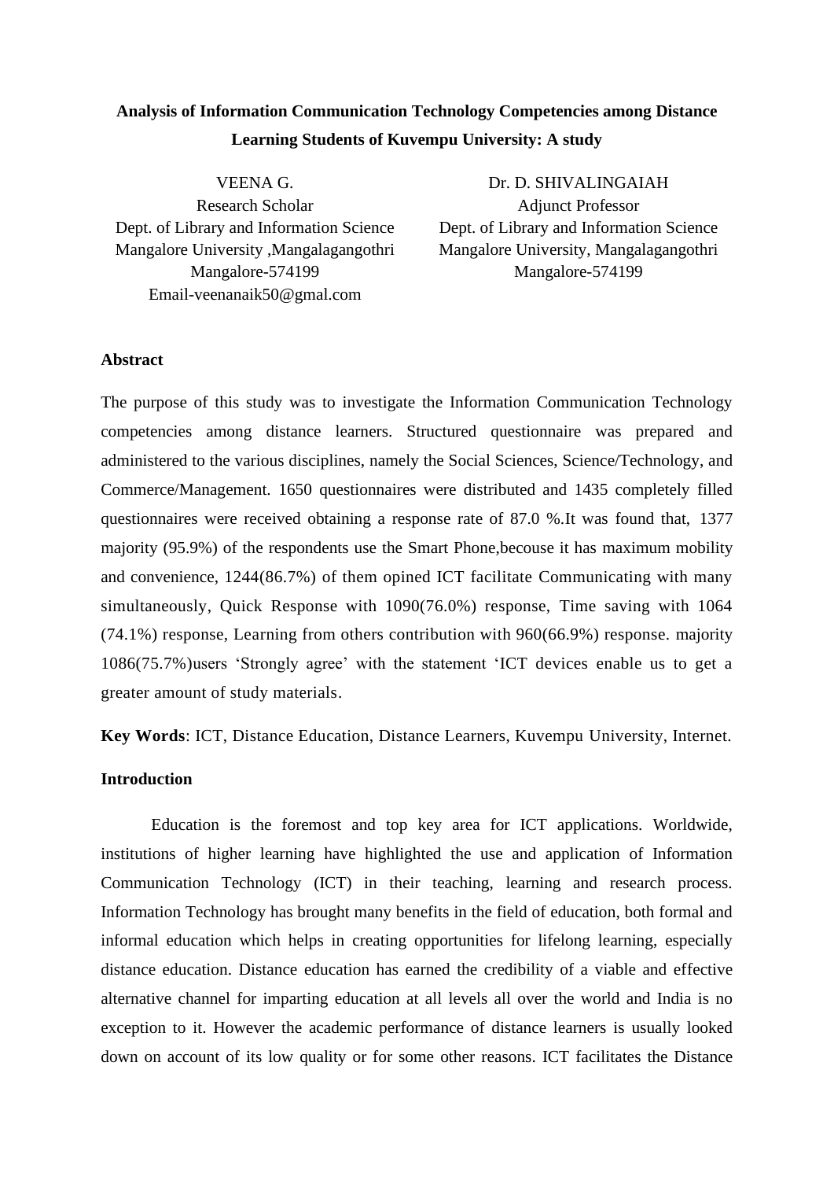# Analysis of Information Communication Technology Competencies among Distance Learning Students of Kuvempu University: A study

VEENA G.
Research Scholar
Dept. of Library and Information Science
Mangalore University ,Mangalagangothri
Mangalore-574199
Email-veenanaik50@gmal.com

Dr. D. SHIVALINGAIAH
Adjunct Professor
Dept. of Library and Information Science
Mangalore University, Mangalagangothri
Mangalore-574199

## Abstract

The purpose of this study was to investigate the Information Communication Technology competencies among distance learners. Structured questionnaire was prepared and administered to the various disciplines, namely the Social Sciences, Science/Technology, and Commerce/Management. 1650 questionnaires were distributed and 1435 completely filled questionnaires were received obtaining a response rate of 87.0 %.It was found that, 1377 majority (95.9%) of the respondents use the Smart Phone,becouse it has maximum mobility and convenience, 1244(86.7%) of them opined ICT facilitate Communicating with many simultaneously, Quick Response with 1090(76.0%) response, Time saving with 1064 (74.1%) response, Learning from others contribution with 960(66.9%) response. majority 1086(75.7%)users 'Strongly agree' with the statement 'ICT devices enable us to get a greater amount of study materials.

**Key Words**: ICT, Distance Education, Distance Learners, Kuvempu University, Internet.

## Introduction

Education is the foremost and top key area for ICT applications. Worldwide, institutions of higher learning have highlighted the use and application of Information Communication Technology (ICT) in their teaching, learning and research process. Information Technology has brought many benefits in the field of education, both formal and informal education which helps in creating opportunities for lifelong learning, especially distance education. Distance education has earned the credibility of a viable and effective alternative channel for imparting education at all levels all over the world and India is no exception to it. However the academic performance of distance learners is usually looked down on account of its low quality or for some other reasons. ICT facilitates the Distance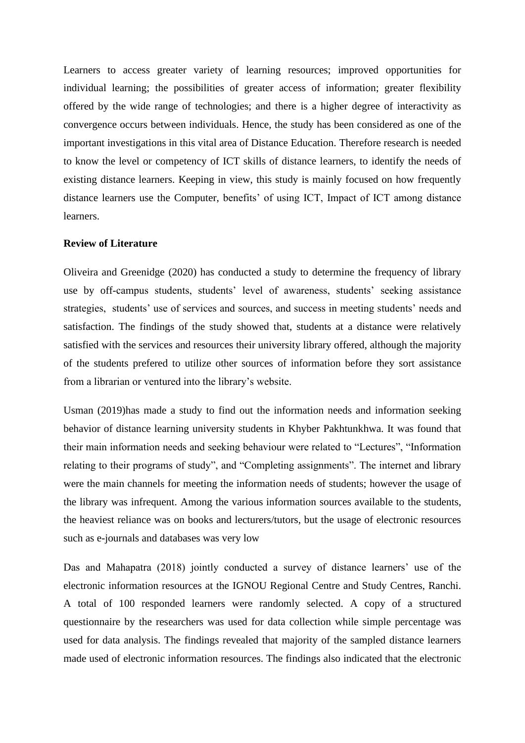Learners to access greater variety of learning resources; improved opportunities for individual learning; the possibilities of greater access of information; greater flexibility offered by the wide range of technologies; and there is a higher degree of interactivity as convergence occurs between individuals. Hence, the study has been considered as one of the important investigations in this vital area of Distance Education. Therefore research is needed to know the level or competency of ICT skills of distance learners, to identify the needs of existing distance learners. Keeping in view, this study is mainly focused on how frequently distance learners use the Computer, benefits' of using ICT, Impact of ICT among distance learners.

**Review of Literature**

Oliveira and Greenidge (2020) has conducted a study to determine the frequency of library use by off-campus students, students' level of awareness, students' seeking assistance strategies, students' use of services and sources, and success in meeting students' needs and satisfaction. The findings of the study showed that, students at a distance were relatively satisfied with the services and resources their university library offered, although the majority of the students prefered to utilize other sources of information before they sort assistance from a librarian or ventured into the library's website.

Usman (2019)has made a study to find out the information needs and information seeking behavior of distance learning university students in Khyber Pakhtunkhwa. It was found that their main information needs and seeking behaviour were related to "Lectures", "Information relating to their programs of study", and "Completing assignments". The internet and library were the main channels for meeting the information needs of students; however the usage of the library was infrequent. Among the various information sources available to the students, the heaviest reliance was on books and lecturers/tutors, but the usage of electronic resources such as e-journals and databases was very low

Das and Mahapatra (2018) jointly conducted a survey of distance learners' use of the electronic information resources at the IGNOU Regional Centre and Study Centres, Ranchi. A total of 100 responded learners were randomly selected. A copy of a structured questionnaire by the researchers was used for data collection while simple percentage was used for data analysis. The findings revealed that majority of the sampled distance learners made used of electronic information resources. The findings also indicated that the electronic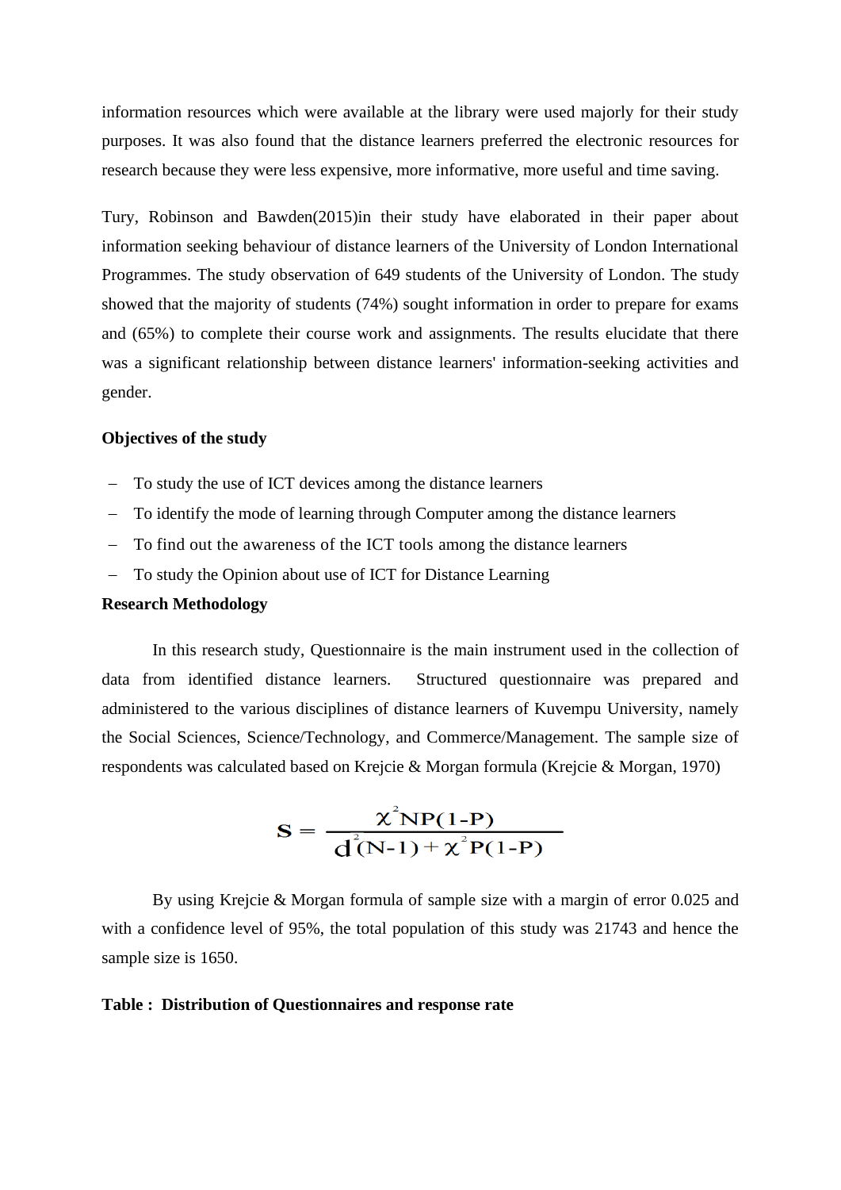information resources which were available at the library were used majorly for their study purposes. It was also found that the distance learners preferred the electronic resources for research because they were less expensive, more informative, more useful and time saving.

Tury, Robinson and Bawden(2015)in their study have elaborated in their paper about information seeking behaviour of distance learners of the University of London International Programmes. The study observation of 649 students of the University of London. The study showed that the majority of students (74%) sought information in order to prepare for exams and (65%) to complete their course work and assignments. The results elucidate that there was a significant relationship between distance learners' information-seeking activities and gender.

**Objectives of the study**

- To study the use of ICT devices among the distance learners
- To identify the mode of learning through Computer among the distance learners
- To find out the awareness of the ICT tools among the distance learners
- To study the Opinion about use of ICT for Distance Learning

**Research Methodology**

In this research study, Questionnaire is the main instrument used in the collection of data from identified distance learners. Structured questionnaire was prepared and administered to the various disciplines of distance learners of Kuvempu University, namely the Social Sciences, Science/Technology, and Commerce/Management. The sample size of respondents was calculated based on Krejcie & Morgan formula (Krejcie & Morgan, 1970)

$$S = \frac{\chi^2 NP(1-P)}{d^2(N-1) + \chi^2 P(1-P)}$$

By using Krejcie & Morgan formula of sample size with a margin of error 0.025 and with a confidence level of 95%, the total population of this study was 21743 and hence the sample size is 1650.

**Table : Distribution of Questionnaires and response rate**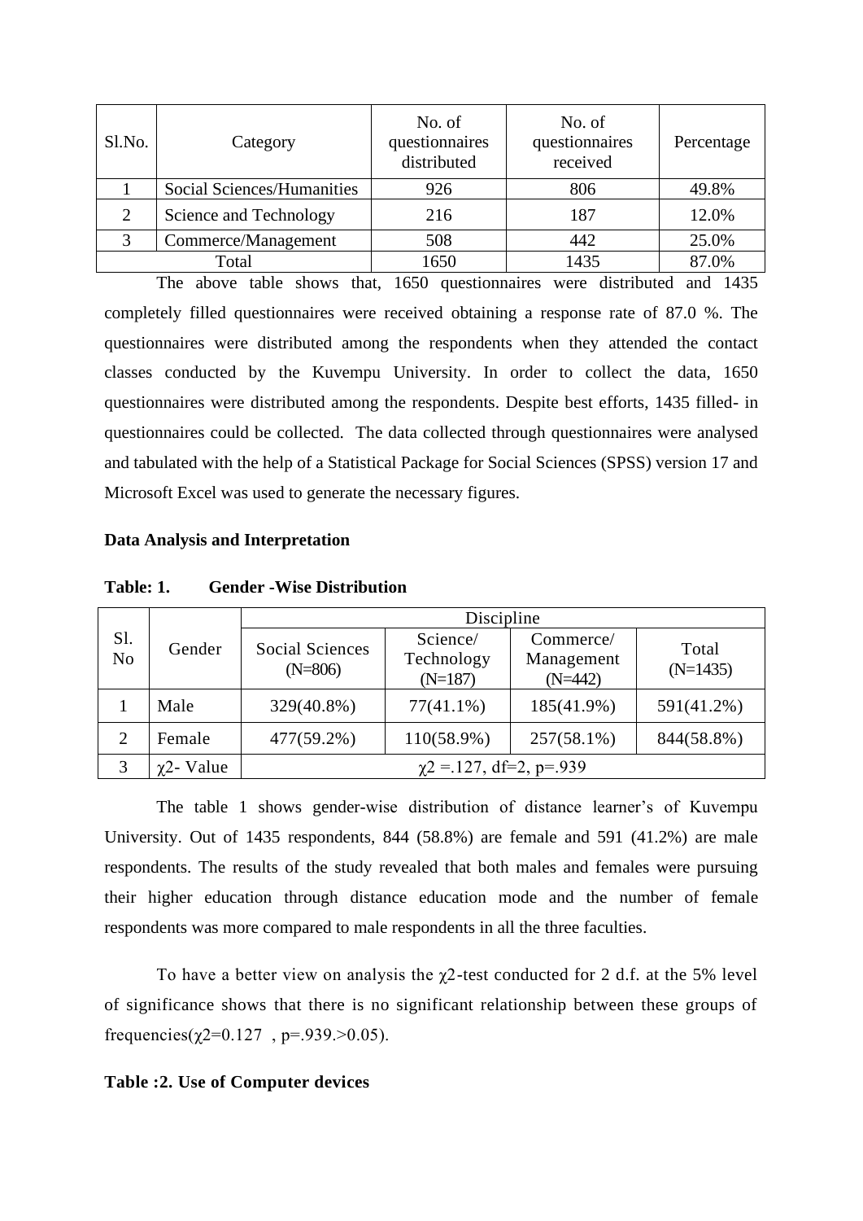| Sl.No. | Category | No. of questionnaires distributed | No. of questionnaires received | Percentage |
|---|---|---|---|---|
| 1 | Social Sciences/Humanities | 926 | 806 | 49.8% |
| 2 | Science and Technology | 216 | 187 | 12.0% |
| 3 | Commerce/Management | 508 | 442 | 25.0% |
| Total | | 1650 | 1435 | 87.0% |

The above table shows that, 1650 questionnaires were distributed and 1435 completely filled questionnaires were received obtaining a response rate of 87.0 %. The questionnaires were distributed among the respondents when they attended the contact classes conducted by the Kuvempu University. In order to collect the data, 1650 questionnaires were distributed among the respondents. Despite best efforts, 1435 filled- in questionnaires could be collected. The data collected through questionnaires were analysed and tabulated with the help of a Statistical Package for Social Sciences (SPSS) version 17 and Microsoft Excel was used to generate the necessary figures.

**Data Analysis and Interpretation**

**Table: 1. Gender -Wise Distribution**

| Sl. No | Gender | Discipline | | | |
|---|---|---|---|---|---|
| | | Social Sciences (N=806) | Science/ Technology (N=187) | Commerce/ Management (N=442) | Total (N=1435) |
| 1 | Male | 329(40.8%) | 77(41.1%) | 185(41.9%) | 591(41.2%) |
| 2 | Female | 477(59.2%) | 110(58.9%) | 257(58.1%) | 844(58.8%) |
| 3 | $\chi2$- Value | $\chi2$ =.127, df=2, p=.939 | | | |

The table 1 shows gender-wise distribution of distance learner's of Kuvempu University. Out of 1435 respondents, 844 (58.8%) are female and 591 (41.2%) are male respondents. The results of the study revealed that both males and females were pursuing their higher education through distance education mode and the number of female respondents was more compared to male respondents in all the three faculties.

To have a better view on analysis the $\chi2$-test conducted for 2 d.f. at the 5% level of significance shows that there is no significant relationship between these groups of frequencies($\chi2$=0.127 , p=.939.>0.05).

**Table :2. Use of Computer devices**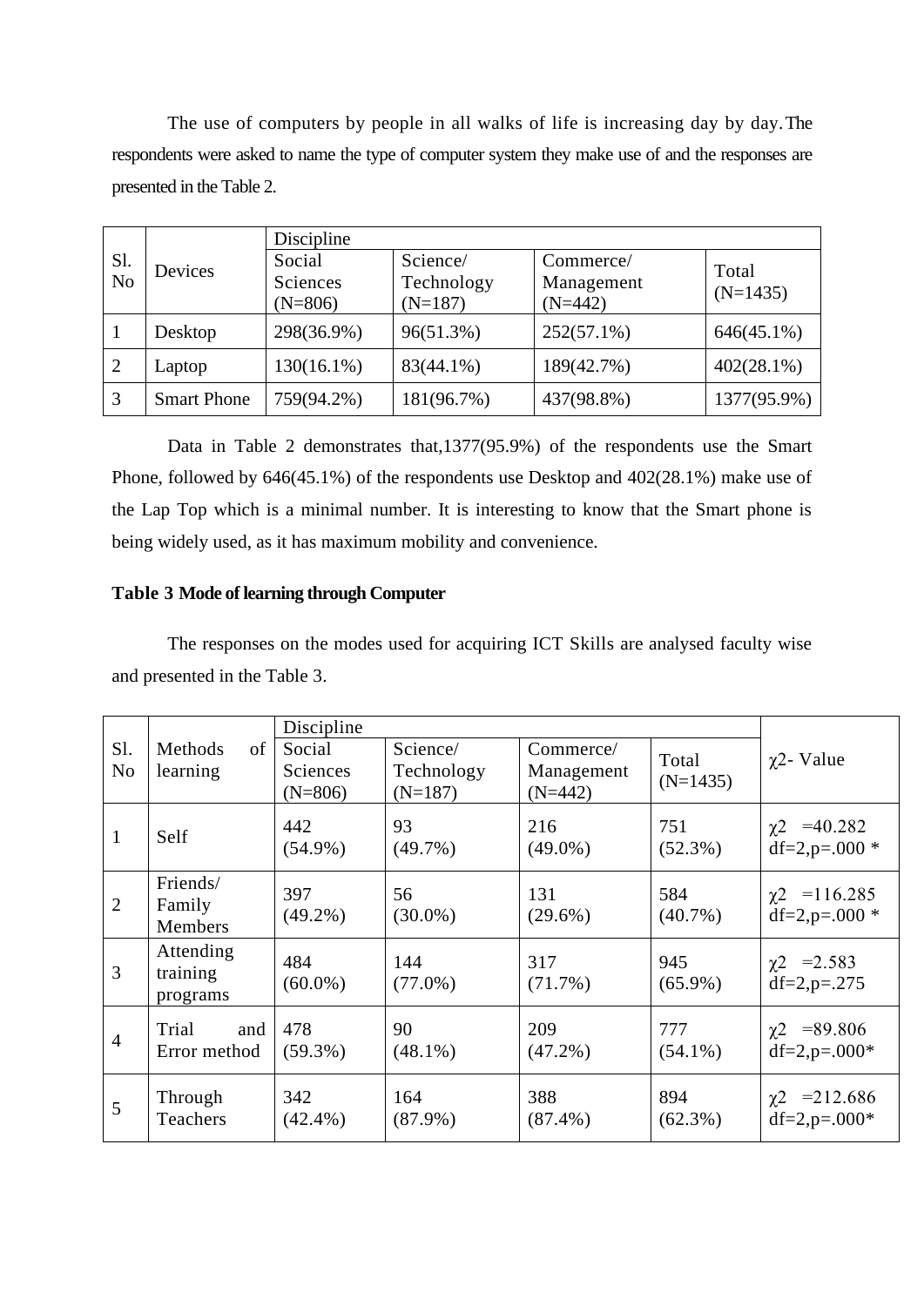The use of computers by people in all walks of life is increasing day by day. The respondents were asked to name the type of computer system they make use of and the responses are presented in the Table 2.

| Sl. No | Devices | Discipline | | | |
|---|---|---|---|---|---|
| | | Social Sciences (N=806) | Science/ Technology (N=187) | Commerce/ Management (N=442) | Total (N=1435) |
| 1 | Desktop | 298(36.9%) | 96(51.3%) | 252(57.1%) | 646(45.1%) |
| 2 | Laptop | 130(16.1%) | 83(44.1%) | 189(42.7%) | 402(28.1%) |
| 3 | Smart Phone | 759(94.2%) | 181(96.7%) | 437(98.8%) | 1377(95.9%) |

Data in Table 2 demonstrates that,1377(95.9%) of the respondents use the Smart Phone, followed by 646(45.1%) of the respondents use Desktop and 402(28.1%) make use of the Lap Top which is a minimal number. It is interesting to know that the Smart phone is being widely used, as it has maximum mobility and convenience.

**Table 3 Mode of learning through Computer**

The responses on the modes used for acquiring ICT Skills are analysed faculty wise and presented in the Table 3.

| Sl. No | Methods of learning | Discipline | | | | $\chi^2$- Value |
|---|---|---|---|---|---|---|
| | | Social Sciences (N=806) | Science/ Technology (N=187) | Commerce/ Management (N=442) | Total (N=1435) | |
| 1 | Self | 442 (54.9%) | 93 (49.7%) | 216 (49.0%) | 751 (52.3%) | $\chi^2$ =40.282 df=2,p=.000 * |
| 2 | Friends/ Family Members | 397 (49.2%) | 56 (30.0%) | 131 (29.6%) | 584 (40.7%) | $\chi^2$ =116.285 df=2,p=.000 * |
| 3 | Attending training programs | 484 (60.0%) | 144 (77.0%) | 317 (71.7%) | 945 (65.9%) | $\chi^2$ =2.583 df=2,p=.275 |
| 4 | Trial and Error method | 478 (59.3%) | 90 (48.1%) | 209 (47.2%) | 777 (54.1%) | $\chi^2$ =89.806 df=2,p=.000* |
| 5 | Through Teachers | 342 (42.4%) | 164 (87.9%) | 388 (87.4%) | 894 (62.3%) | $\chi^2$ =212.686 df=2,p=.000* |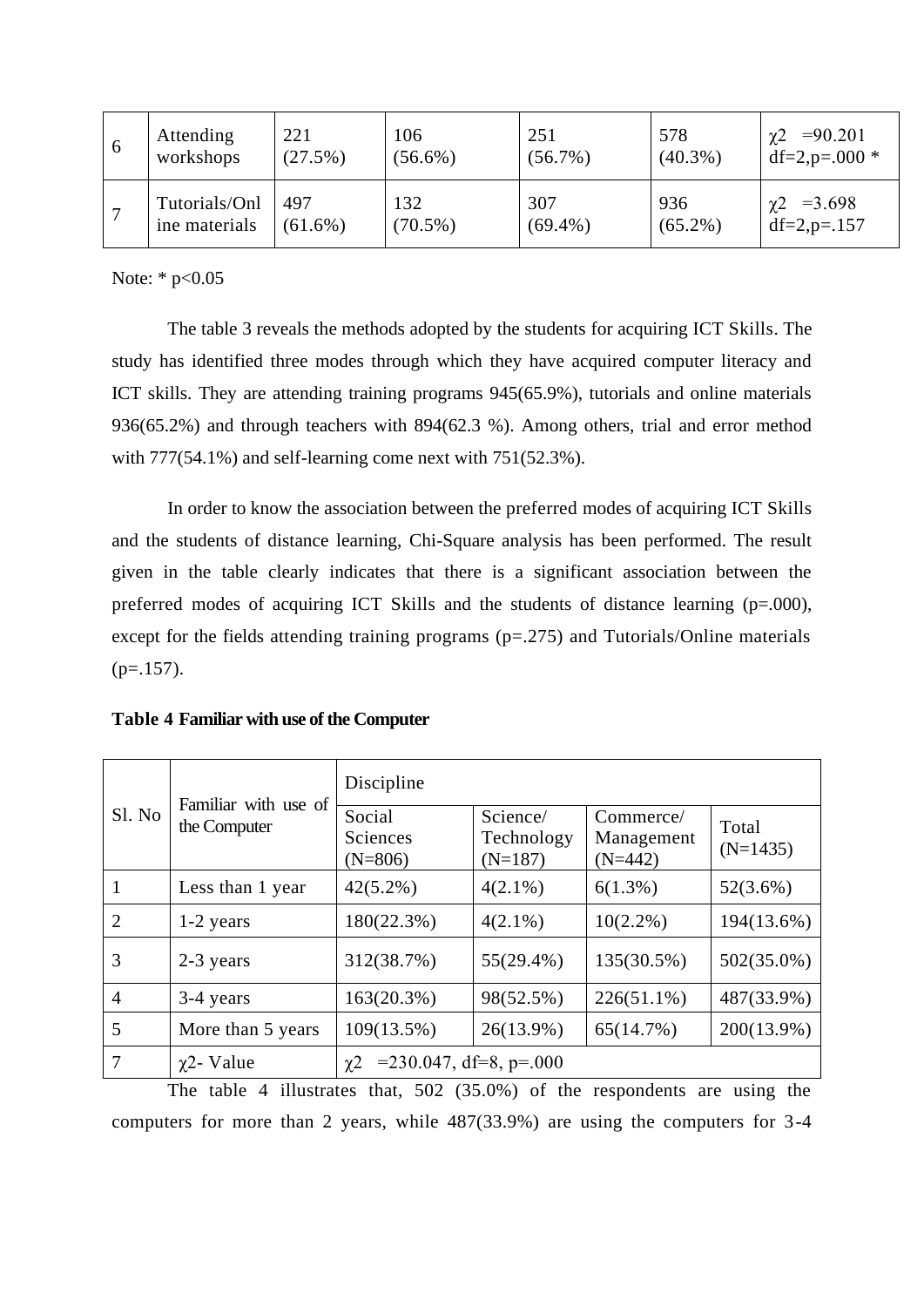| 6 | Attending workshops | 221 (27.5%) | 106 (56.6%) | 251 (56.7%) | 578 (40.3%) | $\chi2$ =90.201 df=2,p=.000 * |
|---|---|---|---|---|---|---|
| 7 | Tutorials/Online materials | 497 (61.6%) | 132 (70.5%) | 307 (69.4%) | 936 (65.2%) | $\chi2$ =3.698 df=2,p=.157 |

Note: * p<0.05

The table 3 reveals the methods adopted by the students for acquiring ICT Skills. The study has identified three modes through which they have acquired computer literacy and ICT skills. They are attending training programs 945(65.9%), tutorials and online materials 936(65.2%) and through teachers with 894(62.3 %). Among others, trial and error method with 777(54.1%) and self-learning come next with 751(52.3%).

In order to know the association between the preferred modes of acquiring ICT Skills and the students of distance learning, Chi-Square analysis has been performed. The result given in the table clearly indicates that there is a significant association between the preferred modes of acquiring ICT Skills and the students of distance learning (p=.000), except for the fields attending training programs (p=.275) and Tutorials/Online materials (p=.157).

**Table 4 Familiar with use of the Computer**

| Sl. No | Familiar with use of the Computer | Discipline | | | |
|---|---|---|---|---|---|
| | | Social Sciences (N=806) | Science/ Technology (N=187) | Commerce/ Management (N=442) | Total (N=1435) |
| 1 | Less than 1 year | 42(5.2%) | 4(2.1%) | 6(1.3%) | 52(3.6%) |
| 2 | 1-2 years | 180(22.3%) | 4(2.1%) | 10(2.2%) | 194(13.6%) |
| 3 | 2-3 years | 312(38.7%) | 55(29.4%) | 135(30.5%) | 502(35.0%) |
| 4 | 3-4 years | 163(20.3%) | 98(52.5%) | 226(51.1%) | 487(33.9%) |
| 5 | More than 5 years | 109(13.5%) | 26(13.9%) | 65(14.7%) | 200(13.9%) |
| 7 | $\chi2$- Value | $\chi2$ =230.047, df=8, p=.000 | | | |

The table 4 illustrates that, 502 (35.0%) of the respondents are using the computers for more than 2 years, while 487(33.9%) are using the computers for 3-4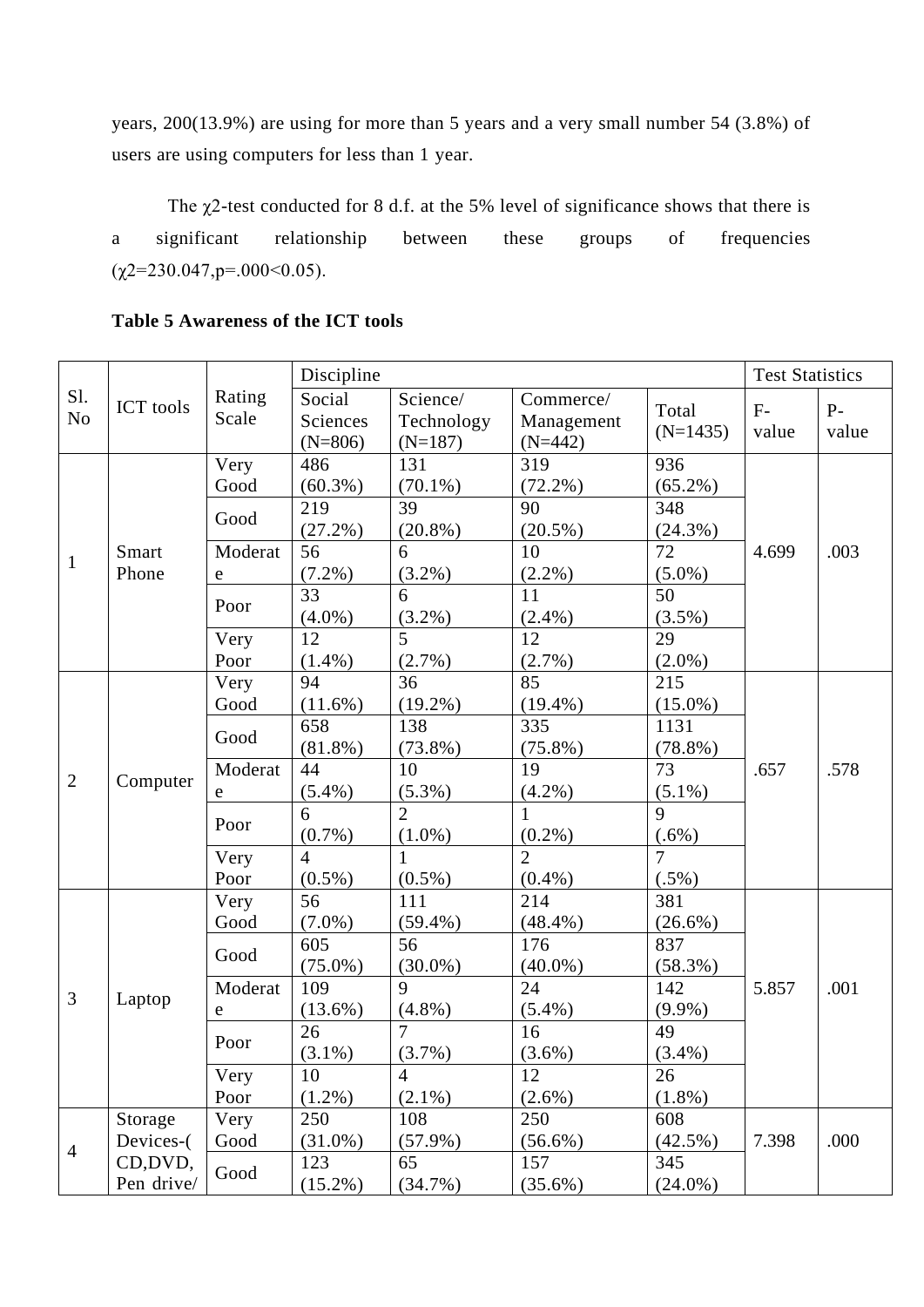years, 200(13.9%) are using for more than 5 years and a very small number 54 (3.8%) of users are using computers for less than 1 year.

The $\chi 2$-test conducted for 8 d.f. at the 5% level of significance shows that there is a significant relationship between these groups of frequencies ($\chi 2$=230.047,p=.000<0.05).

**Table 5 Awareness of the ICT tools**

| Sl. No | ICT tools | Rating Scale | Discipline | | | | Test Statistics | |
|---|---|---|---|---|---|---|---|---|
| | | | Social Sciences (N=806) | Science/ Technology (N=187) | Commerce/ Management (N=442) | Total (N=1435) | F-value | P-value |
| 1 | Smart Phone | Very Good | 486 (60.3%) | 131 (70.1%) | 319 (72.2%) | 936 (65.2%) | 4.699 | .003 |
| | | Good | 219 (27.2%) | 39 (20.8%) | 90 (20.5%) | 348 (24.3%) | | |
| | | Moderate | 56 (7.2%) | 6 (3.2%) | 10 (2.2%) | 72 (5.0%) | | |
| | | Poor | 33 (4.0%) | 6 (3.2%) | 11 (2.4%) | 50 (3.5%) | | |
| | | Very Poor | 12 (1.4%) | 5 (2.7%) | 12 (2.7%) | 29 (2.0%) | | |
| 2 | Computer | Very Good | 94 (11.6%) | 36 (19.2%) | 85 (19.4%) | 215 (15.0%) | .657 | .578 |
| | | Good | 658 (81.8%) | 138 (73.8%) | 335 (75.8%) | 1131 (78.8%) | | |
| | | Moderate | 44 (5.4%) | 10 (5.3%) | 19 (4.2%) | 73 (5.1%) | | |
| | | Poor | 6 (0.7%) | 2 (1.0%) | 1 (0.2%) | 9 (.6%) | | |
| | | Very Poor | 4 (0.5%) | 1 (0.5%) | 2 (0.4%) | 7 (.5%) | | |
| 3 | Laptop | Very Good | 56 (7.0%) | 111 (59.4%) | 214 (48.4%) | 381 (26.6%) | 5.857 | .001 |
| | | Good | 605 (75.0%) | 56 (30.0%) | 176 (40.0%) | 837 (58.3%) | | |
| | | Moderate | 109 (13.6%) | 9 (4.8%) | 24 (5.4%) | 142 (9.9%) | | |
| | | Poor | 26 (3.1%) | 7 (3.7%) | 16 (3.6%) | 49 (3.4%) | | |
| | | Very Poor | 10 (1.2%) | 4 (2.1%) | 12 (2.6%) | 26 (1.8%) | | |
| 4 | Storage Devices-( CD,DVD, Pen drive/ | Very Good | 250 (31.0%) | 108 (57.9%) | 250 (56.6%) | 608 (42.5%) | 7.398 | .000 |
| | | Good | 123 (15.2%) | 65 (34.7%) | 157 (35.6%) | 345 (24.0%) | | |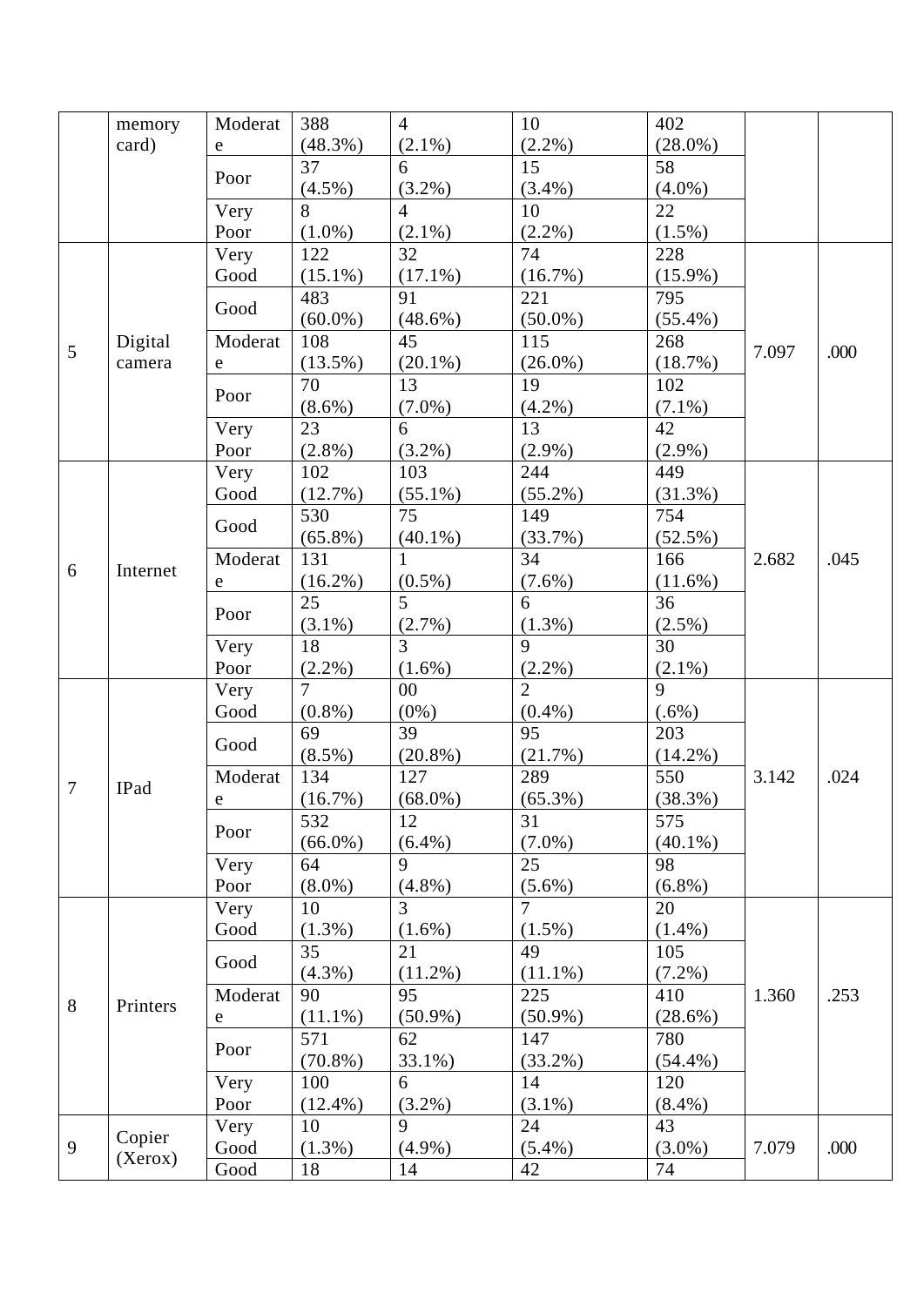|  |  |  |  |  |  |  |  |  |
|---|---|---|---|---|---|---|---|---|
|  | memory card) | Moderate | 388 (48.3%) | 4 (2.1%) | 10 (2.2%) | 402 (28.0%) |  |  |
|  |  | Poor | 37 (4.5%) | 6 (3.2%) | 15 (3.4%) | 58 (4.0%) |  |  |
|  |  | Very Poor | 8 (1.0%) | 4 (2.1%) | 10 (2.2%) | 22 (1.5%) |  |  |
| 5 | Digital camera | Very Good | 122 (15.1%) | 32 (17.1%) | 74 (16.7%) | 228 (15.9%) | 7.097 | .000 |
|  |  | Good | 483 (60.0%) | 91 (48.6%) | 221 (50.0%) | 795 (55.4%) |  |  |
|  |  | Moderate | 108 (13.5%) | 45 (20.1%) | 115 (26.0%) | 268 (18.7%) |  |  |
|  |  | Poor | 70 (8.6%) | 13 (7.0%) | 19 (4.2%) | 102 (7.1%) |  |  |
|  |  | Very Poor | 23 (2.8%) | 6 (3.2%) | 13 (2.9%) | 42 (2.9%) |  |  |
| 6 | Internet | Very Good | 102 (12.7%) | 103 (55.1%) | 244 (55.2%) | 449 (31.3%) | 2.682 | .045 |
|  |  | Good | 530 (65.8%) | 75 (40.1%) | 149 (33.7%) | 754 (52.5%) |  |  |
|  |  | Moderate | 131 (16.2%) | 1 (0.5%) | 34 (7.6%) | 166 (11.6%) |  |  |
|  |  | Poor | 25 (3.1%) | 5 (2.7%) | 6 (1.3%) | 36 (2.5%) |  |  |
|  |  | Very Poor | 18 (2.2%) | 3 (1.6%) | 9 (2.2%) | 30 (2.1%) |  |  |
| 7 | IPad | Very Good | 7 (0.8%) | 00 (0%) | 2 (0.4%) | 9 (.6%) | 3.142 | .024 |
|  |  | Good | 69 (8.5%) | 39 (20.8%) | 95 (21.7%) | 203 (14.2%) |  |  |
|  |  | Moderate | 134 (16.7%) | 127 (68.0%) | 289 (65.3%) | 550 (38.3%) |  |  |
|  |  | Poor | 532 (66.0%) | 12 (6.4%) | 31 (7.0%) | 575 (40.1%) |  |  |
|  |  | Very Poor | 64 (8.0%) | 9 (4.8%) | 25 (5.6%) | 98 (6.8%) |  |  |
| 8 | Printers | Very Good | 10 (1.3%) | 3 (1.6%) | 7 (1.5%) | 20 (1.4%) | 1.360 | .253 |
|  |  | Good | 35 (4.3%) | 21 (11.2%) | 49 (11.1%) | 105 (7.2%) |  |  |
|  |  | Moderate | 90 (11.1%) | 95 (50.9%) | 225 (50.9%) | 410 (28.6%) |  |  |
|  |  | Poor | 571 (70.8%) | 62 33.1%) | 147 (33.2%) | 780 (54.4%) |  |  |
|  |  | Very Poor | 100 (12.4%) | 6 (3.2%) | 14 (3.1%) | 120 (8.4%) |  |  |
| 9 | Copier (Xerox) | Very Good | 10 (1.3%) | 9 (4.9%) | 24 (5.4%) | 43 (3.0%) | 7.079 | .000 |
|  |  | Good | 18 | 14 | 42 | 74 |  |  |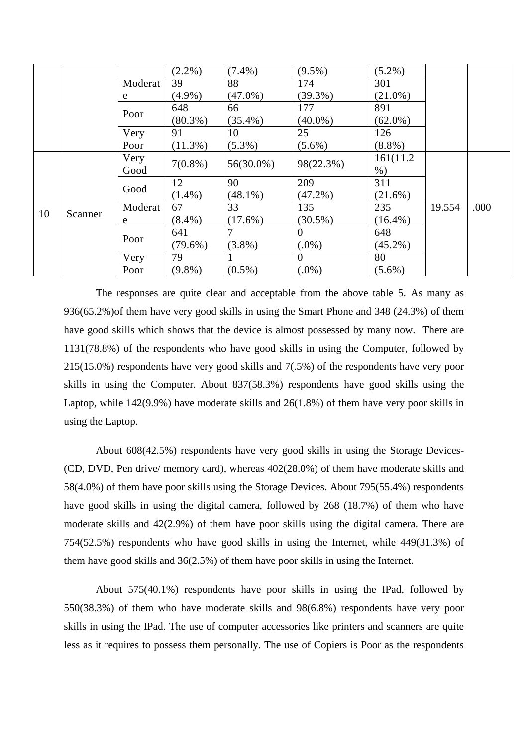|  |  |  | (2.2%) | (7.4%) | (9.5%) | (5.2%) |  |  |
|---|---|---|---|---|---|---|---|---|
|  |  | Moderate | 39 (4.9%) | 88 (47.0%) | 174 (39.3%) | 301 (21.0%) |  |  |
|  |  | Poor | 648 (80.3%) | 66 (35.4%) | 177 (40.0%) | 891 (62.0%) |  |  |
|  |  | Very Poor | 91 (11.3%) | 10 (5.3%) | 25 (5.6%) | 126 (8.8%) |  |  |
| 10 | Scanner | Very Good | 7(0.8%) | 56(30.0%) | 98(22.3%) | 161(11.2%) | 19.554 | .000 |
|  |  | Good | 12 (1.4%) | 90 (48.1%) | 209 (47.2%) | 311 (21.6%) |  |  |
|  |  | Moderate | 67 (8.4%) | 33 (17.6%) | 135 (30.5%) | 235 (16.4%) |  |  |
|  |  | Poor | 641 (79.6%) | 7 (3.8%) | 0 (.0%) | 648 (45.2%) |  |  |
|  |  | Very Poor | 79 (9.8%) | 1 (0.5%) | 0 (.0%) | 80 (5.6%) |  |  |

The responses are quite clear and acceptable from the above table 5. As many as 936(65.2%)of them have very good skills in using the Smart Phone and 348 (24.3%) of them have good skills which shows that the device is almost possessed by many now. There are 1131(78.8%) of the respondents who have good skills in using the Computer, followed by 215(15.0%) respondents have very good skills and 7(.5%) of the respondents have very poor skills in using the Computer. About 837(58.3%) respondents have good skills using the Laptop, while 142(9.9%) have moderate skills and 26(1.8%) of them have very poor skills in using the Laptop.

About 608(42.5%) respondents have very good skills in using the Storage Devices-(CD, DVD, Pen drive/ memory card), whereas 402(28.0%) of them have moderate skills and 58(4.0%) of them have poor skills using the Storage Devices. About 795(55.4%) respondents have good skills in using the digital camera, followed by 268 (18.7%) of them who have moderate skills and 42(2.9%) of them have poor skills using the digital camera. There are 754(52.5%) respondents who have good skills in using the Internet, while 449(31.3%) of them have good skills and 36(2.5%) of them have poor skills in using the Internet.

About 575(40.1%) respondents have poor skills in using the IPad, followed by 550(38.3%) of them who have moderate skills and 98(6.8%) respondents have very poor skills in using the IPad. The use of computer accessories like printers and scanners are quite less as it requires to possess them personally. The use of Copiers is Poor as the respondents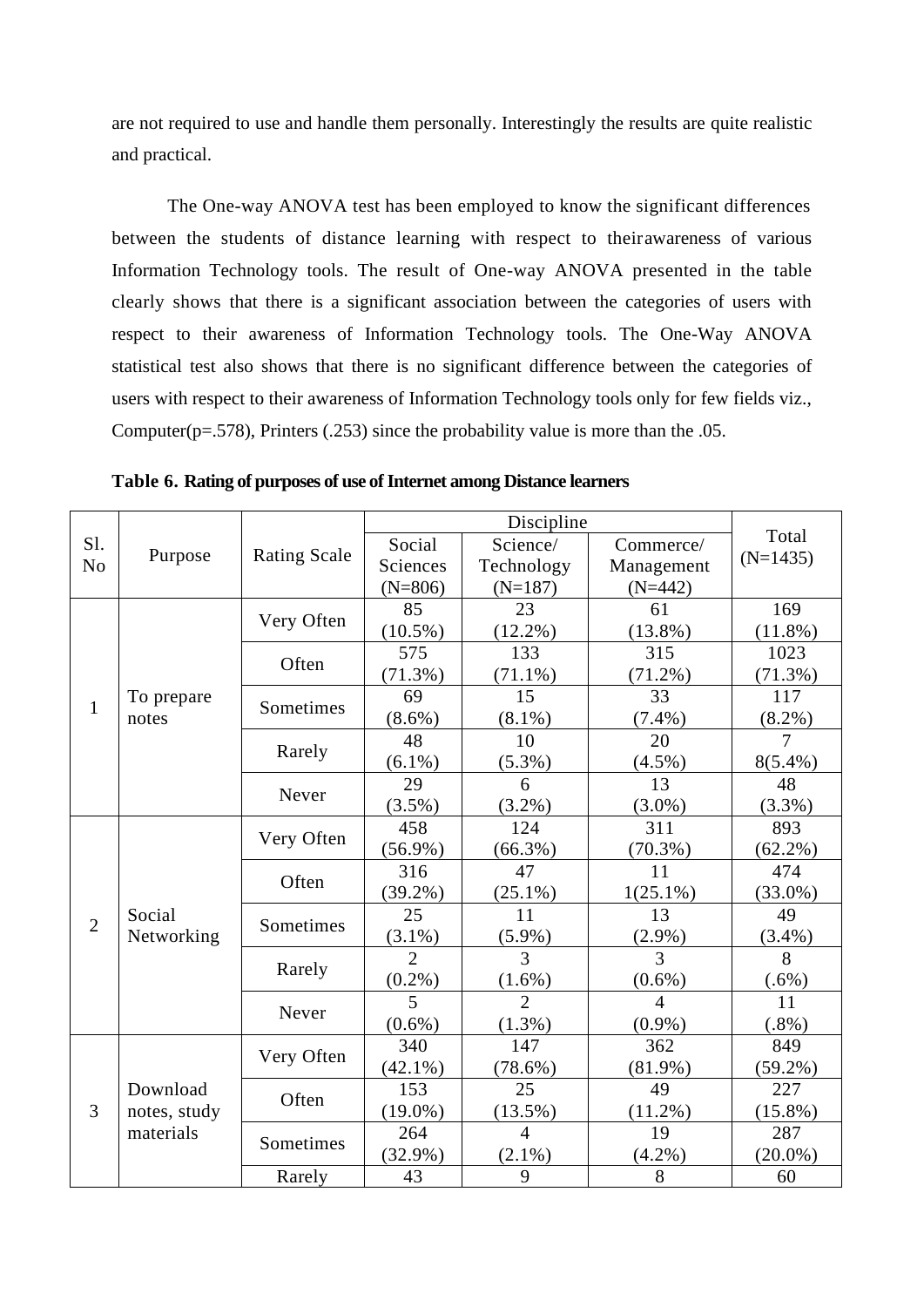are not required to use and handle them personally. Interestingly the results are quite realistic and practical.

The One-way ANOVA test has been employed to know the significant differences between the students of distance learning with respect to theirawareness of various Information Technology tools. The result of One-way ANOVA presented in the table clearly shows that there is a significant association between the categories of users with respect to their awareness of Information Technology tools. The One-Way ANOVA statistical test also shows that there is no significant difference between the categories of users with respect to their awareness of Information Technology tools only for few fields viz., Computer(p=.578), Printers (.253) since the probability value is more than the .05.

**Table 6. Rating of purposes of use of Internet among Distance learners**

| Sl. No | Purpose | Rating Scale | Discipline | | | Total (N=1435) |
|---|---|---|---|---|---|---|
| | | | Social Sciences (N=806) | Science/ Technology (N=187) | Commerce/ Management (N=442) | |
| 1 | To prepare notes | Very Often | 85 (10.5%) | 23 (12.2%) | 61 (13.8%) | 169 (11.8%) |
| | | Often | 575 (71.3%) | 133 (71.1%) | 315 (71.2%) | 1023 (71.3%) |
| | | Sometimes | 69 (8.6%) | 15 (8.1%) | 33 (7.4%) | 117 (8.2%) |
| | | Rarely | 48 (6.1%) | 10 (5.3%) | 20 (4.5%) | 7 8(5.4%) |
| | | Never | 29 (3.5%) | 6 (3.2%) | 13 (3.0%) | 48 (3.3%) |
| 2 | Social Networking | Very Often | 458 (56.9%) | 124 (66.3%) | 311 (70.3%) | 893 (62.2%) |
| | | Often | 316 (39.2%) | 47 (25.1%) | 11 1(25.1%) | 474 (33.0%) |
| | | Sometimes | 25 (3.1%) | 11 (5.9%) | 13 (2.9%) | 49 (3.4%) |
| | | Rarely | 2 (0.2%) | 3 (1.6%) | 3 (0.6%) | 8 (.6%) |
| | | Never | 5 (0.6%) | 2 (1.3%) | 4 (0.9%) | 11 (.8%) |
| 3 | Download notes, study materials | Very Often | 340 (42.1%) | 147 (78.6%) | 362 (81.9%) | 849 (59.2%) |
| | | Often | 153 (19.0%) | 25 (13.5%) | 49 (11.2%) | 227 (15.8%) |
| | | Sometimes | 264 (32.9%) | 4 (2.1%) | 19 (4.2%) | 287 (20.0%) |
| | | Rarely | 43 | 9 | 8 | 60 |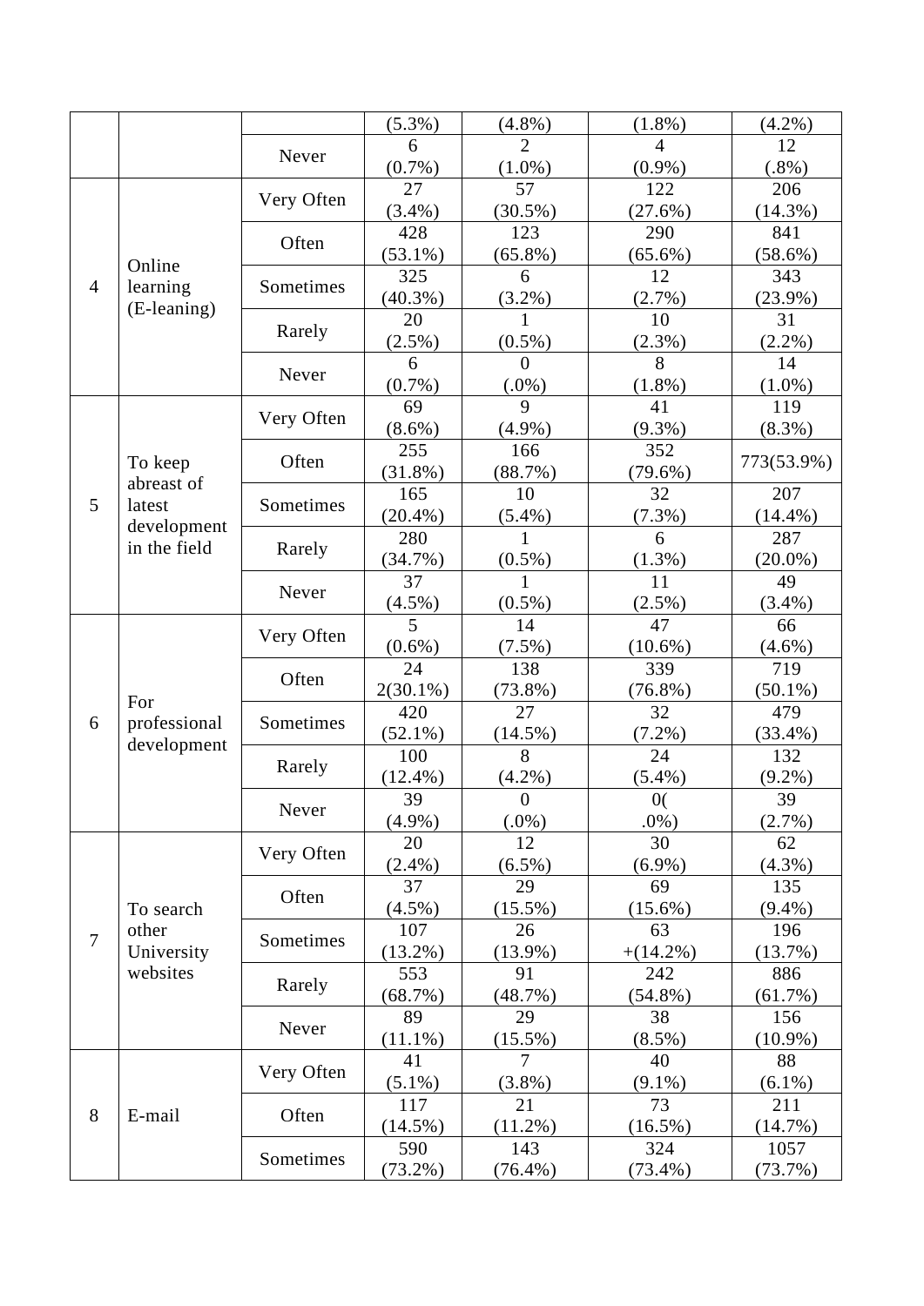| | | | (5.3%) | (4.8%) | (1.8%) | (4.2%) |
|---|---|---|---|---|---|---|
| | | Never | 6 (0.7%) | 2 (1.0%) | 4 (0.9%) | 12 (.8%) |
| 4 | Online learning (E-leaning) | Very Often | 27 (3.4%) | 57 (30.5%) | 122 (27.6%) | 206 (14.3%) |
| | | Often | 428 (53.1%) | 123 (65.8%) | 290 (65.6%) | 841 (58.6%) |
| | | Sometimes | 325 (40.3%) | 6 (3.2%) | 12 (2.7%) | 343 (23.9%) |
| | | Rarely | 20 (2.5%) | 1 (0.5%) | 10 (2.3%) | 31 (2.2%) |
| | | Never | 6 (0.7%) | 0 (.0%) | 8 (1.8%) | 14 (1.0%) |
| 5 | To keep abreast of latest development in the field | Very Often | 69 (8.6%) | 9 (4.9%) | 41 (9.3%) | 119 (8.3%) |
| | | Often | 255 (31.8%) | 166 (88.7%) | 352 (79.6%) | 773(53.9%) |
| | | Sometimes | 165 (20.4%) | 10 (5.4%) | 32 (7.3%) | 207 (14.4%) |
| | | Rarely | 280 (34.7%) | 1 (0.5%) | 6 (1.3%) | 287 (20.0%) |
| | | Never | 37 (4.5%) | 1 (0.5%) | 11 (2.5%) | 49 (3.4%) |
| 6 | For professional development | Very Often | 5 (0.6%) | 14 (7.5%) | 47 (10.6%) | 66 (4.6%) |
| | | Often | 24 2(30.1%) | 138 (73.8%) | 339 (76.8%) | 719 (50.1%) |
| | | Sometimes | 420 (52.1%) | 27 (14.5%) | 32 (7.2%) | 479 (33.4%) |
| | | Rarely | 100 (12.4%) | 8 (4.2%) | 24 (5.4%) | 132 (9.2%) |
| | | Never | 39 (4.9%) | 0 (.0%) | 0( .0%) | 39 (2.7%) |
| 7 | To search other University websites | Very Often | 20 (2.4%) | 12 (6.5%) | 30 (6.9%) | 62 (4.3%) |
| | | Often | 37 (4.5%) | 29 (15.5%) | 69 (15.6%) | 135 (9.4%) |
| | | Sometimes | 107 (13.2%) | 26 (13.9%) | 63 +(14.2%) | 196 (13.7%) |
| | | Rarely | 553 (68.7%) | 91 (48.7%) | 242 (54.8%) | 886 (61.7%) |
| | | Never | 89 (11.1%) | 29 (15.5%) | 38 (8.5%) | 156 (10.9%) |
| 8 | E-mail | Very Often | 41 (5.1%) | 7 (3.8%) | 40 (9.1%) | 88 (6.1%) |
| | | Often | 117 (14.5%) | 21 (11.2%) | 73 (16.5%) | 211 (14.7%) |
| | | Sometimes | 590 (73.2%) | 143 (76.4%) | 324 (73.4%) | 1057 (73.7%) |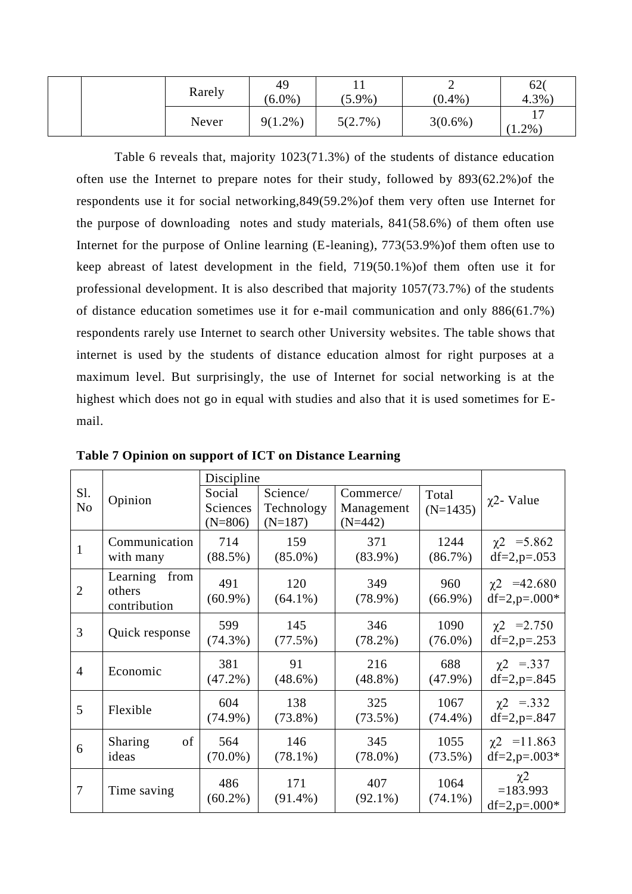| | | Rarely | 49 (6.0%) | 11 (5.9%) | 2 (0.4%) | 62( 4.3%) |
|---|---|---|---|---|---|---|
| | | Never | 9(1.2%) | 5(2.7%) | 3(0.6%) | 17 (1.2%) |

Table 6 reveals that, majority 1023(71.3%) of the students of distance education often use the Internet to prepare notes for their study, followed by 893(62.2%)of the respondents use it for social networking,849(59.2%)of them very often use Internet for the purpose of downloading notes and study materials, 841(58.6%) of them often use Internet for the purpose of Online learning (E-leaning), 773(53.9%)of them often use to keep abreast of latest development in the field, 719(50.1%)of them often use it for professional development. It is also described that majority 1057(73.7%) of the students of distance education sometimes use it for e-mail communication and only 886(61.7%) respondents rarely use Internet to search other University websites. The table shows that internet is used by the students of distance education almost for right purposes at a maximum level. But surprisingly, the use of Internet for social networking is at the highest which does not go in equal with studies and also that it is used sometimes for E-mail.

**Table 7 Opinion on support of ICT on Distance Learning**

| Sl. No | Opinion | Discipline | | | | $\chi^2$- Value |
|---|---|---|---|---|---|---|
| | | Social Sciences (N=806) | Science/ Technology (N=187) | Commerce/ Management (N=442) | Total (N=1435) | |
| 1 | Communication with many | 714 (88.5%) | 159 (85.0%) | 371 (83.9%) | 1244 (86.7%) | $\chi^2$ =5.862 df=2,p=.053 |
| 2 | Learning from others contribution | 491 (60.9%) | 120 (64.1%) | 349 (78.9%) | 960 (66.9%) | $\chi^2$ =42.680 df=2,p=.000* |
| 3 | Quick response | 599 (74.3%) | 145 (77.5%) | 346 (78.2%) | 1090 (76.0%) | $\chi^2$ =2.750 df=2,p=.253 |
| 4 | Economic | 381 (47.2%) | 91 (48.6%) | 216 (48.8%) | 688 (47.9%) | $\chi^2$ =.337 df=2,p=.845 |
| 5 | Flexible | 604 (74.9%) | 138 (73.8%) | 325 (73.5%) | 1067 (74.4%) | $\chi^2$ =.332 df=2,p=.847 |
| 6 | Sharing of ideas | 564 (70.0%) | 146 (78.1%) | 345 (78.0%) | 1055 (73.5%) | $\chi^2$ =11.863 df=2,p=.003* |
| 7 | Time saving | 486 (60.2%) | 171 (91.4%) | 407 (92.1%) | 1064 (74.1%) | $\chi^2$ =183.993 df=2,p=.000* |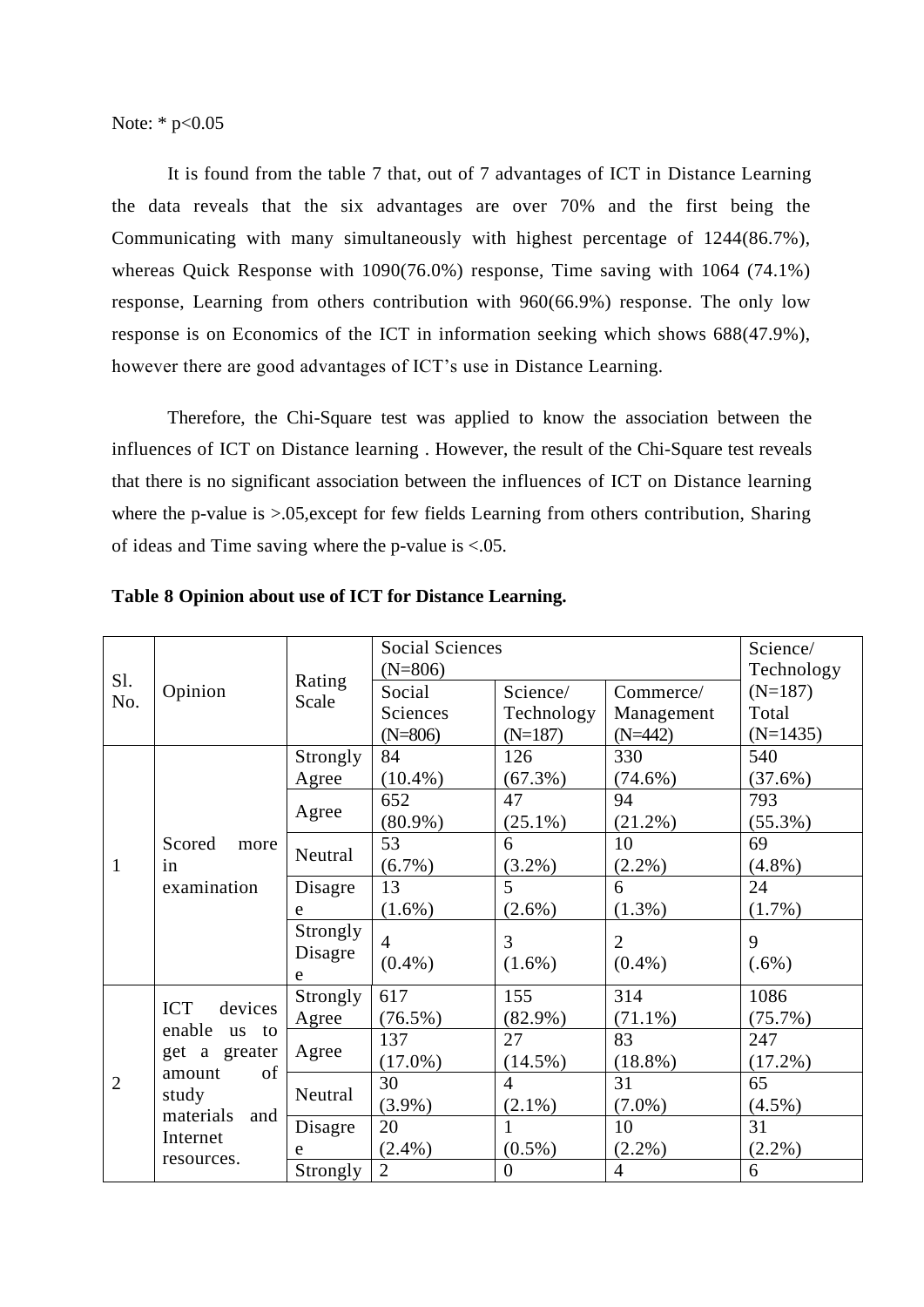Note: * $p<0.05$

It is found from the table 7 that, out of 7 advantages of ICT in Distance Learning the data reveals that the six advantages are over 70% and the first being the Communicating with many simultaneously with highest percentage of 1244(86.7%), whereas Quick Response with 1090(76.0%) response, Time saving with 1064 (74.1%) response, Learning from others contribution with 960(66.9%) response. The only low response is on Economics of the ICT in information seeking which shows 688(47.9%), however there are good advantages of ICT's use in Distance Learning.

Therefore, the Chi-Square test was applied to know the association between the influences of ICT on Distance learning . However, the result of the Chi-Square test reveals that there is no significant association between the influences of ICT on Distance learning where the p-value is >.05,except for few fields Learning from others contribution, Sharing of ideas and Time saving where the p-value is <.05.

**Table 8 Opinion about use of ICT for Distance Learning.**

| Sl. No. | Opinion | Rating Scale | Social Sciences (N=806) | | | Science/ Technology (N=187) |
|---|---|---|---|---|---|---|
| | | | Social Sciences (N=806) | Science/ Technology (N=187) | Commerce/ Management (N=442) | Total (N=1435) |
| 1 | Scored more in examination | Strongly Agree | 84 (10.4%) | 126 (67.3%) | 330 (74.6%) | 540 (37.6%) |
| | | Agree | 652 (80.9%) | 47 (25.1%) | 94 (21.2%) | 793 (55.3%) |
| | | Neutral | 53 (6.7%) | 6 (3.2%) | 10 (2.2%) | 69 (4.8%) |
| | | Disagree | 13 (1.6%) | 5 (2.6%) | 6 (1.3%) | 24 (1.7%) |
| | | Strongly Disagree | 4 (0.4%) | 3 (1.6%) | 2 (0.4%) | 9 (.6%) |
| 2 | ICT devices enable us to get a greater amount of study materials and Internet resources. | Strongly Agree | 617 (76.5%) | 155 (82.9%) | 314 (71.1%) | 1086 (75.7%) |
| | | Agree | 137 (17.0%) | 27 (14.5%) | 83 (18.8%) | 247 (17.2%) |
| | | Neutral | 30 (3.9%) | 4 (2.1%) | 31 (7.0%) | 65 (4.5%) |
| | | Disagree | 20 (2.4%) | 1 (0.5%) | 10 (2.2%) | 31 (2.2%) |
| | | Strongly | 2 | 0 | 4 | 6 |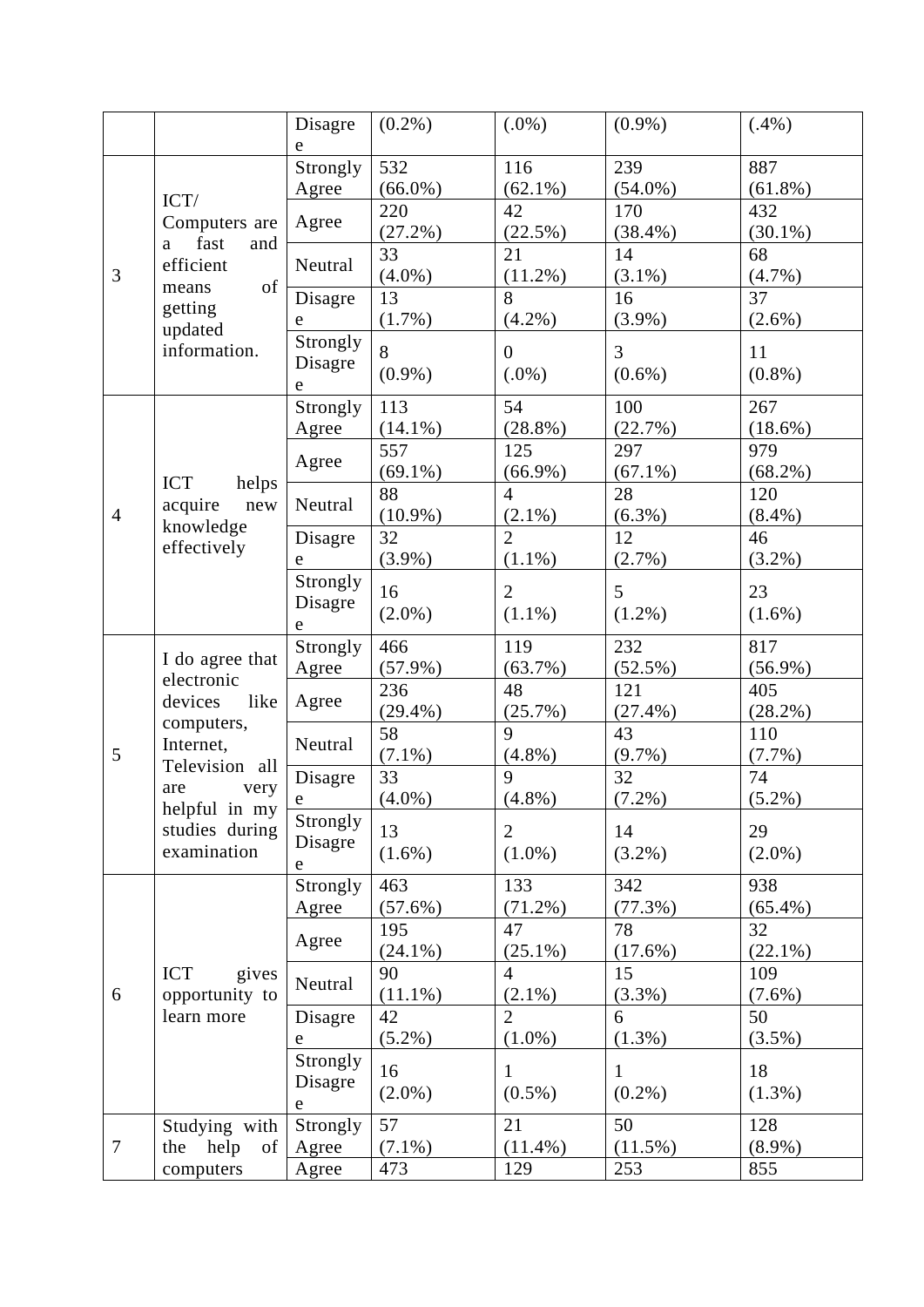| | | Disagree | (0.2%) | (.0%) | (0.9%) | (.4%) |
|---|---|---|---|---|---|---|
| 3 | ICT/ Computers are a fast and efficient means of getting updated information. | Strongly Agree | 532 (66.0%) | 116 (62.1%) | 239 (54.0%) | 887 (61.8%) |
| | | Agree | 220 (27.2%) | 42 (22.5%) | 170 (38.4%) | 432 (30.1%) |
| | | Neutral | 33 (4.0%) | 21 (11.2%) | 14 (3.1%) | 68 (4.7%) |
| | | Disagree | 13 (1.7%) | 8 (4.2%) | 16 (3.9%) | 37 (2.6%) |
| | | Strongly Disagree | 8 (0.9%) | 0 (.0%) | 3 (0.6%) | 11 (0.8%) |
| 4 | ICT helps acquire new knowledge effectively | Strongly Agree | 113 (14.1%) | 54 (28.8%) | 100 (22.7%) | 267 (18.6%) |
| | | Agree | 557 (69.1%) | 125 (66.9%) | 297 (67.1%) | 979 (68.2%) |
| | | Neutral | 88 (10.9%) | 4 (2.1%) | 28 (6.3%) | 120 (8.4%) |
| | | Disagree | 32 (3.9%) | 2 (1.1%) | 12 (2.7%) | 46 (3.2%) |
| | | Strongly Disagree | 16 (2.0%) | 2 (1.1%) | 5 (1.2%) | 23 (1.6%) |
| 5 | I do agree that electronic devices like computers, Internet, Television all are very helpful in my studies during examination | Strongly Agree | 466 (57.9%) | 119 (63.7%) | 232 (52.5%) | 817 (56.9%) |
| | | Agree | 236 (29.4%) | 48 (25.7%) | 121 (27.4%) | 405 (28.2%) |
| | | Neutral | 58 (7.1%) | 9 (4.8%) | 43 (9.7%) | 110 (7.7%) |
| | | Disagree | 33 (4.0%) | 9 (4.8%) | 32 (7.2%) | 74 (5.2%) |
| | | Strongly Disagree | 13 (1.6%) | 2 (1.0%) | 14 (3.2%) | 29 (2.0%) |
| 6 | ICT gives opportunity to learn more | Strongly Agree | 463 (57.6%) | 133 (71.2%) | 342 (77.3%) | 938 (65.4%) |
| | | Agree | 195 (24.1%) | 47 (25.1%) | 78 (17.6%) | 32 (22.1%) |
| | | Neutral | 90 (11.1%) | 4 (2.1%) | 15 (3.3%) | 109 (7.6%) |
| | | Disagree | 42 (5.2%) | 2 (1.0%) | 6 (1.3%) | 50 (3.5%) |
| | | Strongly Disagree | 16 (2.0%) | 1 (0.5%) | 1 (0.2%) | 18 (1.3%) |
| 7 | Studying with the help of computers | Strongly Agree | 57 (7.1%) | 21 (11.4%) | 50 (11.5%) | 128 (8.9%) |
| | | Agree | 473 | 129 | 253 | 855 |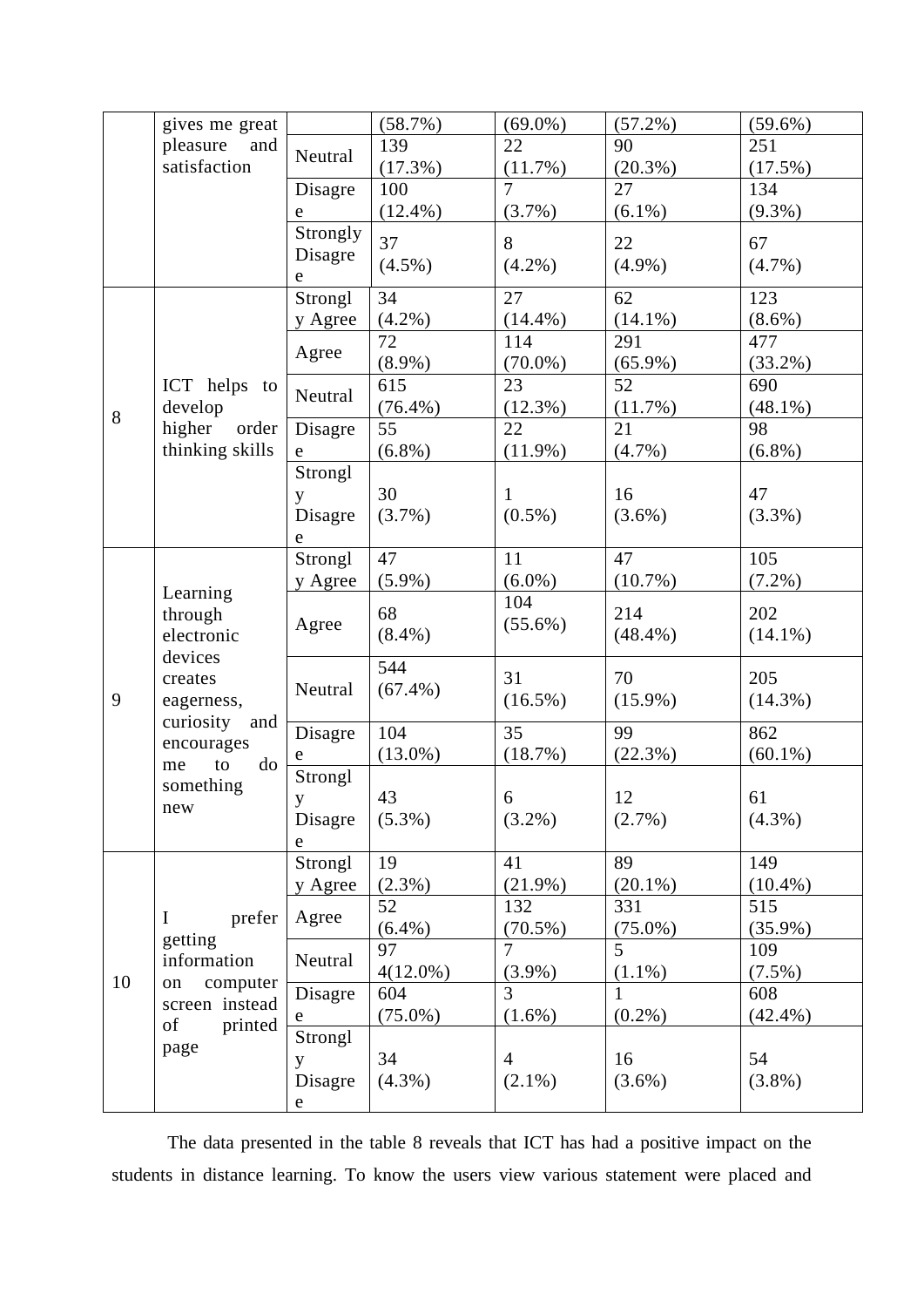| | gives me great pleasure and satisfaction | | (58.7%) | (69.0%) | (57.2%) | (59.6%) |
|---|---|---|---|---|---|---|
| | | Neutral | 139 (17.3%) | 22 (11.7%) | 90 (20.3%) | 251 (17.5%) |
| | | Disagree | 100 (12.4%) | 7 (3.7%) | 27 (6.1%) | 134 (9.3%) |
| | | Strongly Disagree | 37 (4.5%) | 8 (4.2%) | 22 (4.9%) | 67 (4.7%) |
| 8 | ICT helps to develop higher order thinking skills | Strongly Agree | 34 (4.2%) | 27 (14.4%) | 62 (14.1%) | 123 (8.6%) |
| | | Agree | 72 (8.9%) | 114 (70.0%) | 291 (65.9%) | 477 (33.2%) |
| | | Neutral | 615 (76.4%) | 23 (12.3%) | 52 (11.7%) | 690 (48.1%) |
| | | Disagree | 55 (6.8%) | 22 (11.9%) | 21 (4.7%) | 98 (6.8%) |
| | | Strongly Disagree | 30 (3.7%) | 1 (0.5%) | 16 (3.6%) | 47 (3.3%) |
| 9 | Learning through electronic devices creates eagerness, curiosity and encourages me to do something new | Strongly Agree | 47 (5.9%) | 11 (6.0%) | 47 (10.7%) | 105 (7.2%) |
| | | Agree | 68 (8.4%) | 104 (55.6%) | 214 (48.4%) | 202 (14.1%) |
| | | Neutral | 544 (67.4%) | 31 (16.5%) | 70 (15.9%) | 205 (14.3%) |
| | | Disagree | 104 (13.0%) | 35 (18.7%) | 99 (22.3%) | 862 (60.1%) |
| | | Strongly Disagree | 43 (5.3%) | 6 (3.2%) | 12 (2.7%) | 61 (4.3%) |
| 10 | I prefer getting information on computer screen instead of printed page | Strongly Agree | 19 (2.3%) | 41 (21.9%) | 89 (20.1%) | 149 (10.4%) |
| | | Agree | 52 (6.4%) | 132 (70.5%) | 331 (75.0%) | 515 (35.9%) |
| | | Neutral | 97 4(12.0%) | 7 (3.9%) | 5 (1.1%) | 109 (7.5%) |
| | | Disagree | 604 (75.0%) | 3 (1.6%) | 1 (0.2%) | 608 (42.4%) |
| | | Strongly Disagree | 34 (4.3%) | 4 (2.1%) | 16 (3.6%) | 54 (3.8%) |

The data presented in the table 8 reveals that ICT has had a positive impact on the students in distance learning. To know the users view various statement were placed and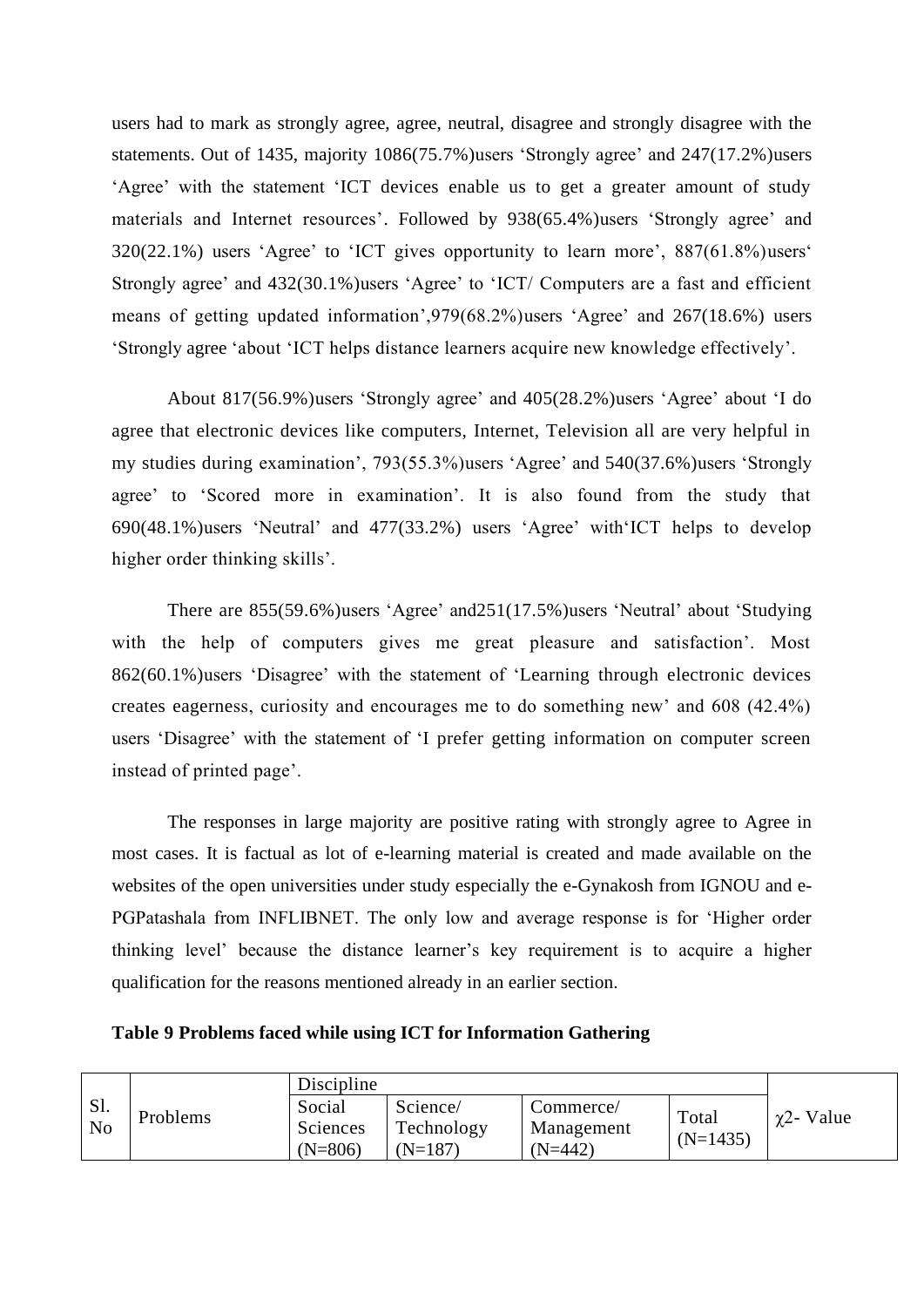users had to mark as strongly agree, agree, neutral, disagree and strongly disagree with the statements. Out of 1435, majority 1086(75.7%)users 'Strongly agree' and 247(17.2%)users 'Agree' with the statement 'ICT devices enable us to get a greater amount of study materials and Internet resources'. Followed by 938(65.4%)users 'Strongly agree' and 320(22.1%) users 'Agree' to 'ICT gives opportunity to learn more', 887(61.8%)users' Strongly agree' and 432(30.1%)users 'Agree' to 'ICT/ Computers are a fast and efficient means of getting updated information',979(68.2%)users 'Agree' and 267(18.6%) users 'Strongly agree 'about 'ICT helps distance learners acquire new knowledge effectively'.

About 817(56.9%)users 'Strongly agree' and 405(28.2%)users 'Agree' about 'I do agree that electronic devices like computers, Internet, Television all are very helpful in my studies during examination', 793(55.3%)users 'Agree' and 540(37.6%)users 'Strongly agree' to 'Scored more in examination'. It is also found from the study that 690(48.1%)users 'Neutral' and 477(33.2%) users 'Agree' with'ICT helps to develop higher order thinking skills'.

There are 855(59.6%)users 'Agree' and251(17.5%)users 'Neutral' about 'Studying with the help of computers gives me great pleasure and satisfaction'. Most 862(60.1%)users 'Disagree' with the statement of 'Learning through electronic devices creates eagerness, curiosity and encourages me to do something new' and 608 (42.4%) users 'Disagree' with the statement of 'I prefer getting information on computer screen instead of printed page'.

The responses in large majority are positive rating with strongly agree to Agree in most cases. It is factual as lot of e-learning material is created and made available on the websites of the open universities under study especially the e-Gynakosh from IGNOU and e-PGPatashala from INFLIBNET. The only low and average response is for 'Higher order thinking level' because the distance learner's key requirement is to acquire a higher qualification for the reasons mentioned already in an earlier section.

**Table 9 Problems faced while using ICT for Information Gathering**

| Sl. No | Problems | Discipline | | | | $\chi 2$- Value |
|---|---|---|---|---|---|---|
| | | Social Sciences (N=806) | Science/ Technology (N=187) | Commerce/ Management (N=442) | Total (N=1435) | |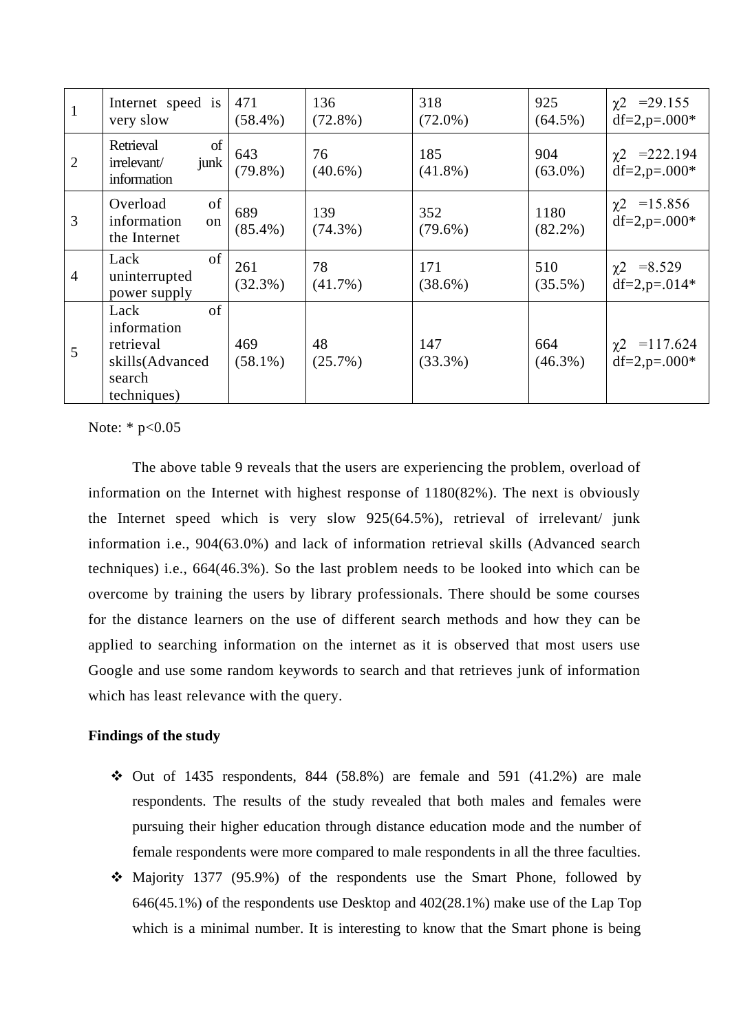| 1 | Internet speed is very slow | 471 (58.4%) | 136 (72.8%) | 318 (72.0%) | 925 (64.5%) | $\chi2$ =29.155 df=2,p=.000* |
|---|---|---|---|---|---|---|
| 2 | Retrieval of irrelevant/ junk information | 643 (79.8%) | 76 (40.6%) | 185 (41.8%) | 904 (63.0%) | $\chi2$ =222.194 df=2,p=.000* |
| 3 | Overload of information on the Internet | 689 (85.4%) | 139 (74.3%) | 352 (79.6%) | 1180 (82.2%) | $\chi2$ =15.856 df=2,p=.000* |
| 4 | Lack of uninterrupted power supply | 261 (32.3%) | 78 (41.7%) | 171 (38.6%) | 510 (35.5%) | $\chi2$ =8.529 df=2,p=.014* |
| 5 | Lack of information retrieval skills(Advanced search techniques) | 469 (58.1%) | 48 (25.7%) | 147 (33.3%) | 664 (46.3%) | $\chi2$ =117.624 df=2,p=.000* |

Note: * $p<0.05$

The above table 9 reveals that the users are experiencing the problem, overload of information on the Internet with highest response of 1180(82%). The next is obviously the Internet speed which is very slow 925(64.5%), retrieval of irrelevant/ junk information i.e., 904(63.0%) and lack of information retrieval skills (Advanced search techniques) i.e., 664(46.3%). So the last problem needs to be looked into which can be overcome by training the users by library professionals. There should be some courses for the distance learners on the use of different search methods and how they can be applied to searching information on the internet as it is observed that most users use Google and use some random keywords to search and that retrieves junk of information which has least relevance with the query.

**Findings of the study**

- Out of 1435 respondents, 844 (58.8%) are female and 591 (41.2%) are male respondents. The results of the study revealed that both males and females were pursuing their higher education through distance education mode and the number of female respondents were more compared to male respondents in all the three faculties.
- Majority 1377 (95.9%) of the respondents use the Smart Phone, followed by 646(45.1%) of the respondents use Desktop and 402(28.1%) make use of the Lap Top which is a minimal number. It is interesting to know that the Smart phone is being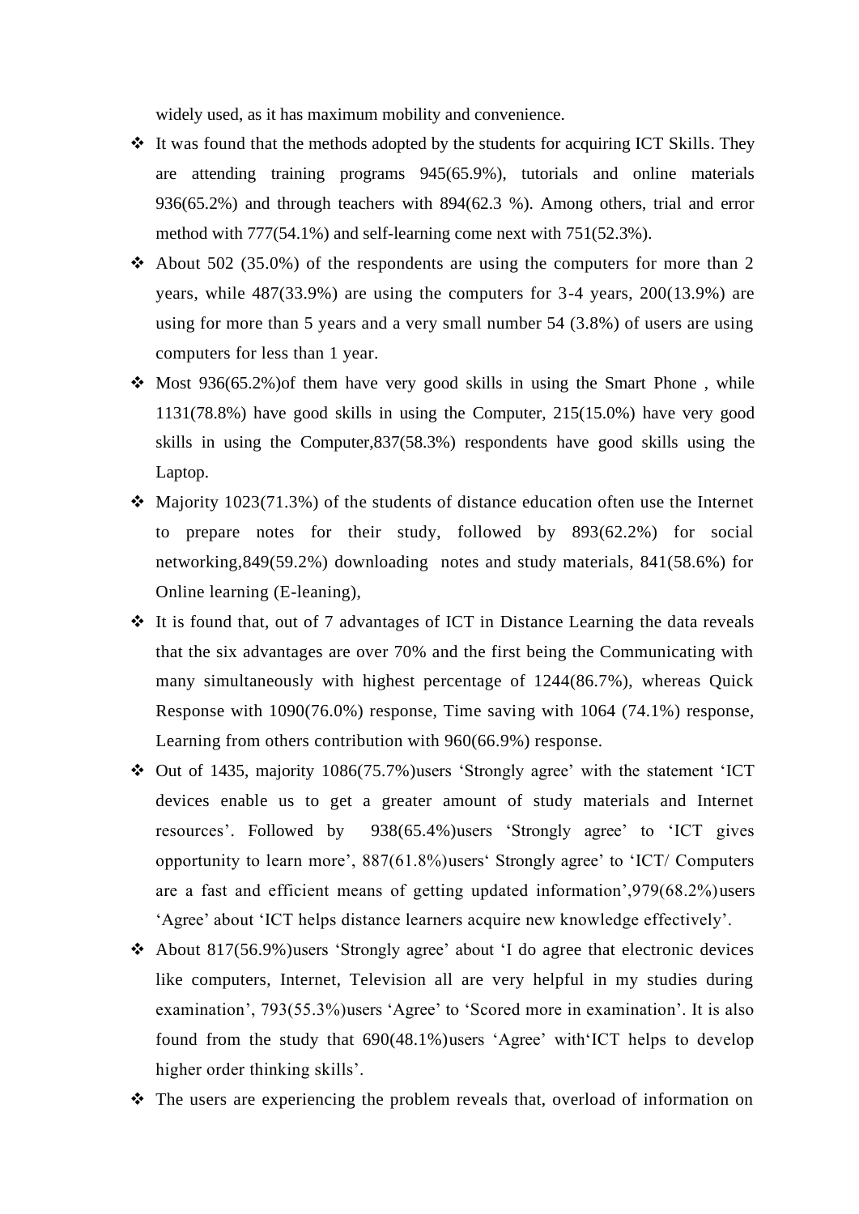widely used, as it has maximum mobility and convenience.

- It was found that the methods adopted by the students for acquiring ICT Skills. They are attending training programs 945(65.9%), tutorials and online materials 936(65.2%) and through teachers with 894(62.3 %). Among others, trial and error method with 777(54.1%) and self-learning come next with 751(52.3%).
- About 502 (35.0%) of the respondents are using the computers for more than 2 years, while 487(33.9%) are using the computers for 3-4 years, 200(13.9%) are using for more than 5 years and a very small number 54 (3.8%) of users are using computers for less than 1 year.
- Most 936(65.2%)of them have very good skills in using the Smart Phone , while 1131(78.8%) have good skills in using the Computer, 215(15.0%) have very good skills in using the Computer,837(58.3%) respondents have good skills using the Laptop.
- Majority 1023(71.3%) of the students of distance education often use the Internet to prepare notes for their study, followed by 893(62.2%) for social networking,849(59.2%) downloading notes and study materials, 841(58.6%) for Online learning (E-leaning),
- It is found that, out of 7 advantages of ICT in Distance Learning the data reveals that the six advantages are over 70% and the first being the Communicating with many simultaneously with highest percentage of 1244(86.7%), whereas Quick Response with 1090(76.0%) response, Time saving with 1064 (74.1%) response, Learning from others contribution with 960(66.9%) response.
- Out of 1435, majority 1086(75.7%)users 'Strongly agree' with the statement 'ICT devices enable us to get a greater amount of study materials and Internet resources'. Followed by 938(65.4%)users 'Strongly agree' to 'ICT gives opportunity to learn more', 887(61.8%)users' Strongly agree' to 'ICT/ Computers are a fast and efficient means of getting updated information',979(68.2%)users 'Agree' about 'ICT helps distance learners acquire new knowledge effectively'.
- About 817(56.9%)users 'Strongly agree' about 'I do agree that electronic devices like computers, Internet, Television all are very helpful in my studies during examination', 793(55.3%)users 'Agree' to 'Scored more in examination'. It is also found from the study that 690(48.1%)users 'Agree' with'ICT helps to develop higher order thinking skills'.
- The users are experiencing the problem reveals that, overload of information on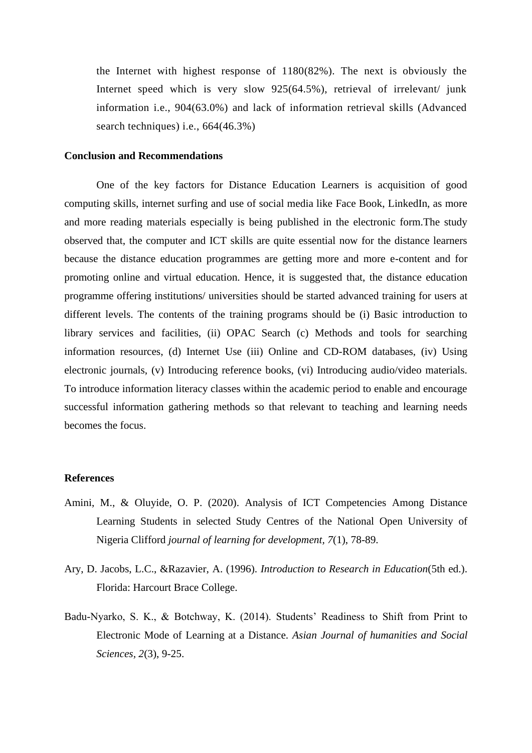the Internet with highest response of 1180(82%). The next is obviously the Internet speed which is very slow 925(64.5%), retrieval of irrelevant/ junk information i.e., 904(63.0%) and lack of information retrieval skills (Advanced search techniques) i.e., 664(46.3%)

## Conclusion and Recommendations

One of the key factors for Distance Education Learners is acquisition of good computing skills, internet surfing and use of social media like Face Book, LinkedIn, as more and more reading materials especially is being published in the electronic form.The study observed that, the computer and ICT skills are quite essential now for the distance learners because the distance education programmes are getting more and more e-content and for promoting online and virtual education. Hence, it is suggested that, the distance education programme offering institutions/ universities should be started advanced training for users at different levels. The contents of the training programs should be (i) Basic introduction to library services and facilities, (ii) OPAC Search (c) Methods and tools for searching information resources, (d) Internet Use (iii) Online and CD-ROM databases, (iv) Using electronic journals, (v) Introducing reference books, (vi) Introducing audio/video materials. To introduce information literacy classes within the academic period to enable and encourage successful information gathering methods so that relevant to teaching and learning needs becomes the focus.

## References

Amini, M., & Oluyide, O. P. (2020). Analysis of ICT Competencies Among Distance Learning Students in selected Study Centres of the National Open University of Nigeria Clifford *journal of learning for development*, *7*(1), 78-89.

Ary, D. Jacobs, L.C., &Razavier, A. (1996). *Introduction to Research in Education*(5th ed.). Florida: Harcourt Brace College.

Badu-Nyarko, S. K., & Botchway, K. (2014). Students' Readiness to Shift from Print to Electronic Mode of Learning at a Distance. *Asian Journal of humanities and Social Sciences*, *2*(3), 9-25.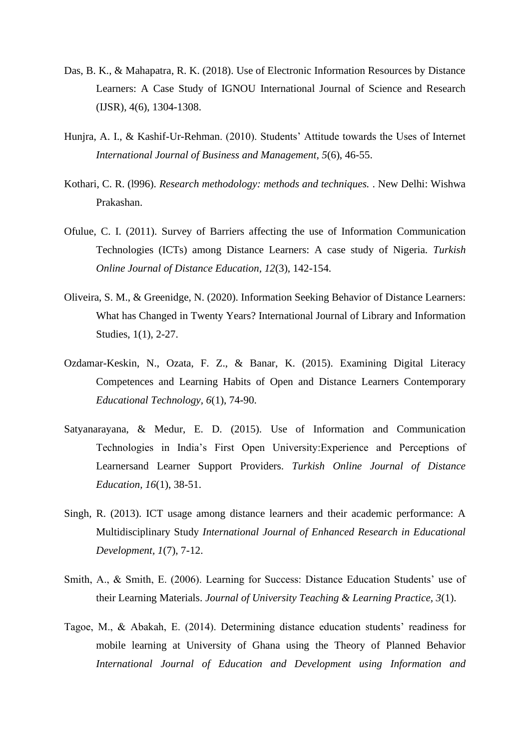Das, B. K., & Mahapatra, R. K. (2018). Use of Electronic Information Resources by Distance Learners: A Case Study of IGNOU International Journal of Science and Research (IJSR), 4(6), 1304-1308.

Hunjra, A. I., & Kashif-Ur-Rehman. (2010). Students' Attitude towards the Uses of Internet *International Journal of Business and Management, 5*(6), 46-55.

Kothari, C. R. (l996). *Research methodology: methods and techniques.* . New Delhi: Wishwa Prakashan.

Ofulue, C. I. (2011). Survey of Barriers affecting the use of Information Communication Technologies (ICTs) among Distance Learners: A case study of Nigeria. *Turkish Online Journal of Distance Education, 12*(3), 142-154.

Oliveira, S. M., & Greenidge, N. (2020). Information Seeking Behavior of Distance Learners: What has Changed in Twenty Years? International Journal of Library and Information Studies, 1(1), 2-27.

Ozdamar-Keskin, N., Ozata, F. Z., & Banar, K. (2015). Examining Digital Literacy Competences and Learning Habits of Open and Distance Learners Contemporary *Educational Technology, 6*(1), 74-90.

Satyanarayana, & Medur, E. D. (2015). Use of Information and Communication Technologies in India's First Open University:Experience and Perceptions of Learnersand Learner Support Providers. *Turkish Online Journal of Distance Education, 16*(1), 38-51.

Singh, R. (2013). ICT usage among distance learners and their academic performance: A Multidisciplinary Study *International Journal of Enhanced Research in Educational Development, 1*(7), 7-12.

Smith, A., & Smith, E. (2006). Learning for Success: Distance Education Students' use of their Learning Materials. *Journal of University Teaching & Learning Practice, 3*(1).

Tagoe, M., & Abakah, E. (2014). Determining distance education students' readiness for mobile learning at University of Ghana using the Theory of Planned Behavior *International Journal of Education and Development using Information and*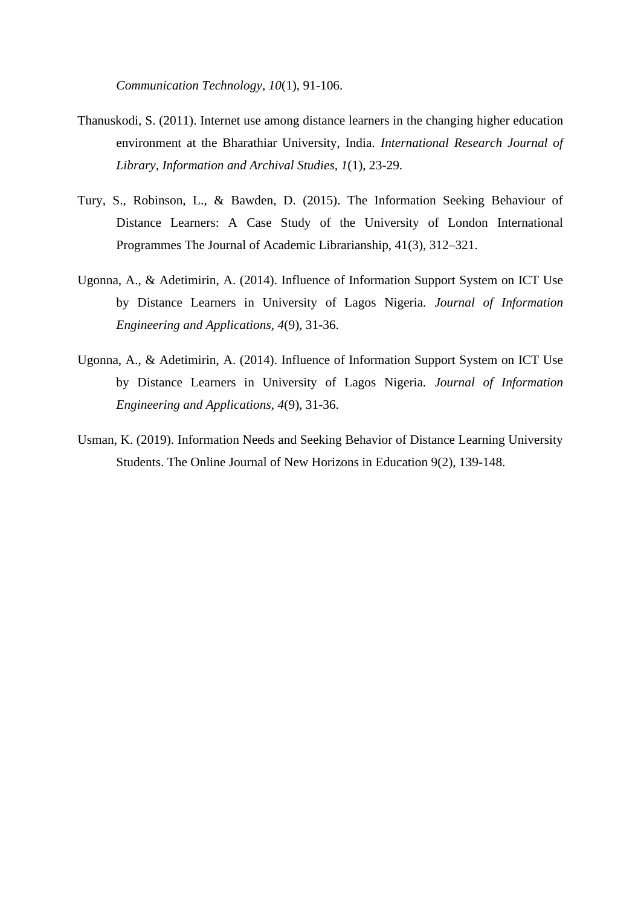*Communication Technology, 10*(1), 91-106.

Thanuskodi, S. (2011). Internet use among distance learners in the changing higher education environment at the Bharathiar University, India. *International Research Journal of Library, Information and Archival Studies, 1*(1), 23-29.

Tury, S., Robinson, L., & Bawden, D. (2015). The Information Seeking Behaviour of Distance Learners: A Case Study of the University of London International Programmes The Journal of Academic Librarianship, 41(3), 312–321.

Ugonna, A., & Adetimirin, A. (2014). Influence of Information Support System on ICT Use by Distance Learners in University of Lagos Nigeria. *Journal of Information Engineering and Applications*, *4*(9), 31-36.

Ugonna, A., & Adetimirin, A. (2014). Influence of Information Support System on ICT Use by Distance Learners in University of Lagos Nigeria. *Journal of Information Engineering and Applications*, *4*(9), 31-36.

Usman, K. (2019). Information Needs and Seeking Behavior of Distance Learning University Students. The Online Journal of New Horizons in Education 9(2), 139-148.